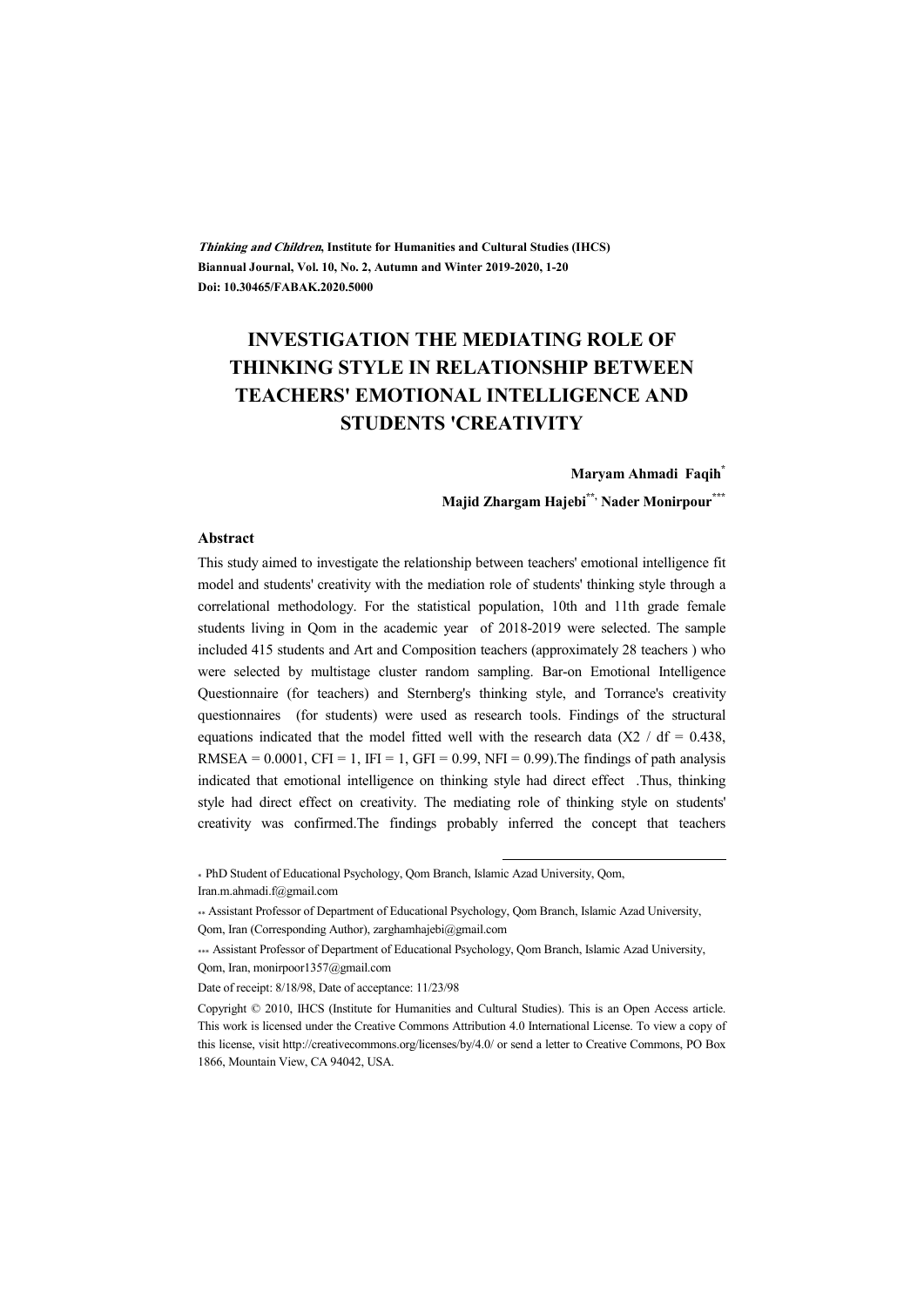# INVESTIGATION THE MEDIATING ROLE OF THINKING STYLE IN RELATIONSHIP BETWEEN TEACHERS' EMOTIONAL INTELLIGENCE AND STUDENTS 'CREATIVITY

**Maryam Ahmadi Faqih***

**Majid Zhargam Hajebi**, Nader Monirpour*****

## Abstract

This study aimed to investigate the relationship between teachers' emotional intelligence fit model and students' creativity with the mediation role of students' thinking style through a correlational methodology. For the statistical population, 10th and 11th grade female students living in Qom in the academic year of 2018-2019 were selected. The sample included 415 students and Art and Composition teachers (approximately 28 teachers ) who were selected by multistage cluster random sampling. Bar-on Emotional Intelligence Questionnaire (for teachers) and Sternberg's thinking style, and Torrance's creativity questionnaires (for students) were used as research tools. Findings of the structural equations indicated that the model fitted well with the research data ($X2 / df = 0.438$, $RMSEA = 0.0001$, $CFI = 1$, $IFI = 1$, $GFI = 0.99$, $NFI = 0.99$).The findings of path analysis indicated that emotional intelligence on thinking style had direct effect .Thus, thinking style had direct effect on creativity. The mediating role of thinking style on students' creativity was confirmed.The findings probably inferred the concept that teachers

---

* PhD Student of Educational Psychology, Qom Branch, Islamic Azad University, Qom, Iran.m.ahmadi.f@gmail.com

** Assistant Professor of Department of Educational Psychology, Qom Branch, Islamic Azad University, Qom, Iran (Corresponding Author), zarghamhajebi@gmail.com

*** Assistant Professor of Department of Educational Psychology, Qom Branch, Islamic Azad University, Qom, Iran, monirpoor1357@gmail.com

Date of receipt: 8/18/98, Date of acceptance: 11/23/98

Copyright © 2010, IHCS (Institute for Humanities and Cultural Studies). This is an Open Access article. This work is licensed under the Creative Commons Attribution 4.0 International License. To view a copy of this license, visit http://creativecommons.org/licenses/by/4.0/ or send a letter to Creative Commons, PO Box 1866, Mountain View, CA 94042, USA.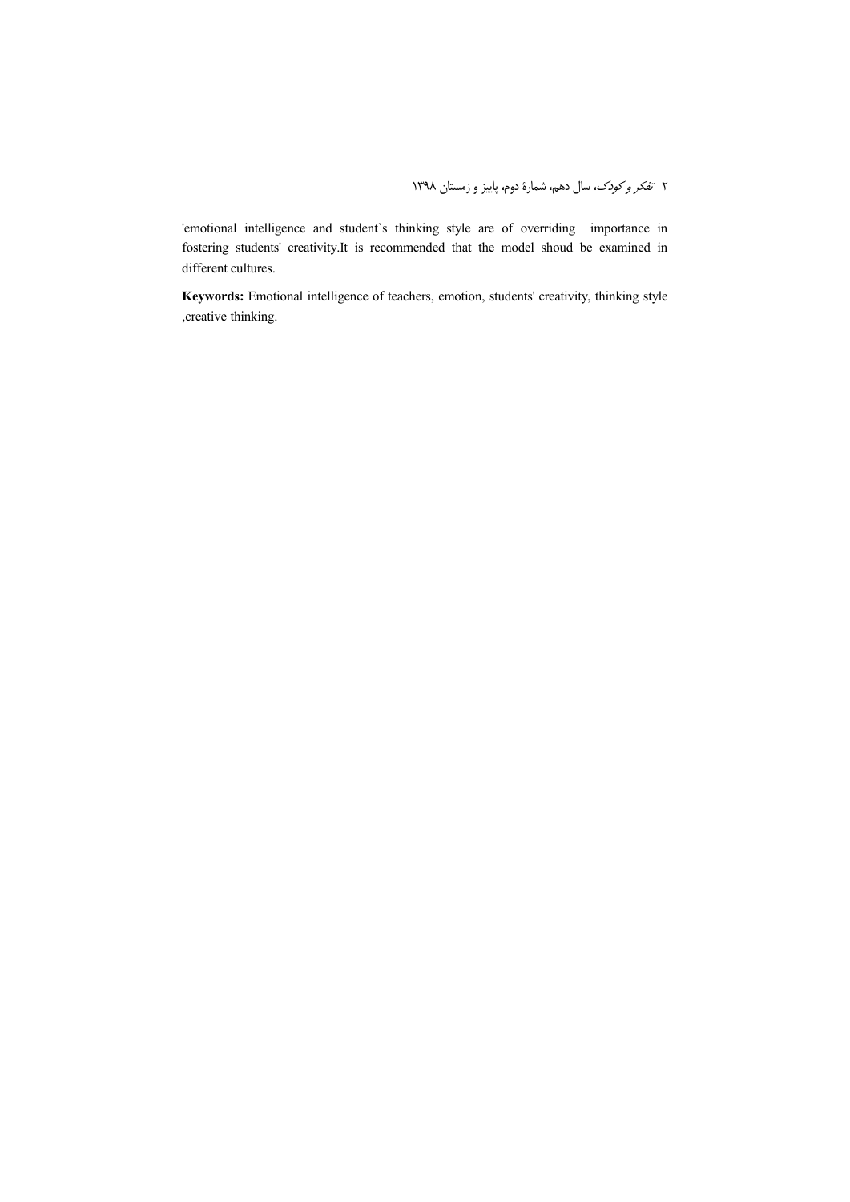'emotional intelligence and student`s thinking style are of overriding importance in fostering students' creativity.It is recommended that the model shoud be examined in different cultures.

**Keywords:** Emotional intelligence of teachers, emotion, students' creativity, thinking style ,creative thinking.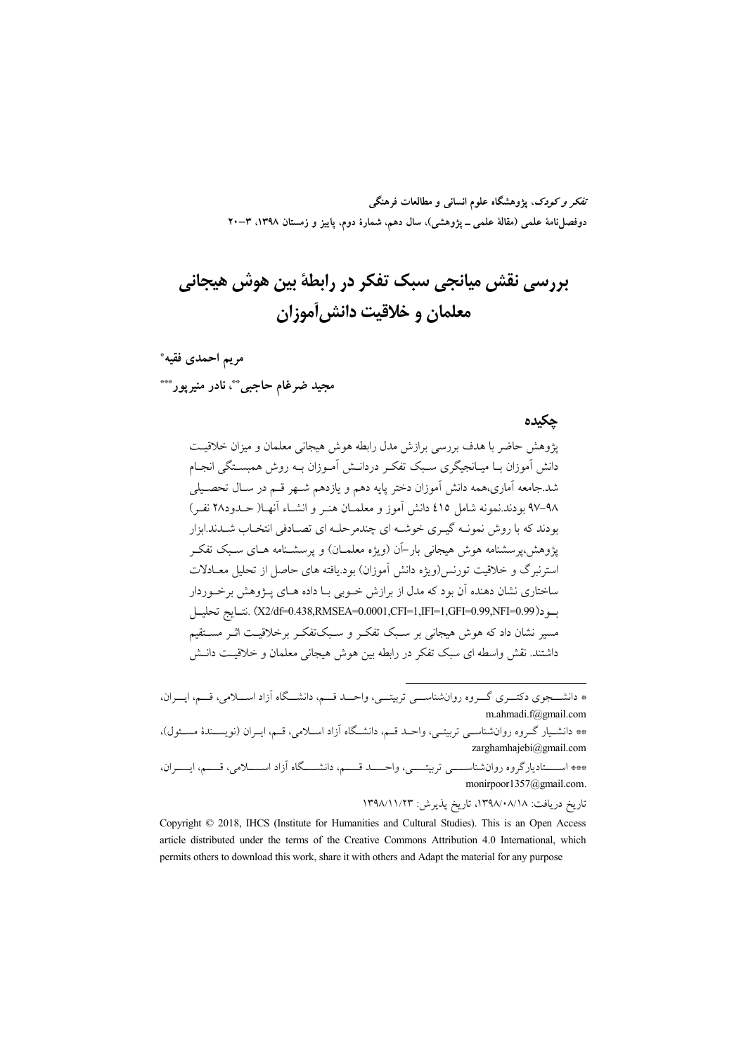# بررسی نقش میانجی سبک تفکر در رابطهٔ بین هوش هیجانی معلمان و خلاقیت دانش‌آموزان

**مریم احمدی فقیه**\*

**مجید ضرغام حاجبی**\*\*، **نادر منیرپور**\*\*\*

## چکیده

پژوهش حاضر با هدف بررسی برازش مدل رابطه هوش هیجانی معلمان و میزان خلاقیت دانش آموزان با میانجیگری سبک تفکر دردانش آموزان به روش همبستگی انجام شد.جامعه آماری،همه دانش آموزان دختر پایه دهم و یازدهم شهر قم در سال تحصیلی ۹۸-۹۷ بودند.نمونه شامل ٤١٥ دانش آموز و معلمان هنر و انشاء آنها( حدود۲۸ نفر) بودند که با روش نمونه گیری خوشه ای چندمرحله ای تصادفی انتخاب شدند.ابزار پژوهش،پرسشنامه هوش هیجانی بار-آن (ویژه معلمان) و پرسشنامه های سبک تفکر استرنبرگ و خلاقیت تورنس(ویژه دانش آموزان) بود.یافته های حاصل از تحلیل معادلات ساختاری نشان دهنده آن بود که مدل از برازش خوبی با داده های پژوهش برخوردار بود(X2/df=0.438,RMSEA=0.0001,CFI=1,IFI=1,GFI=0.99,NFI=0.99) .نتایج تحلیل مسیر نشان داد که هوش هیجانی بر سبک تفکر و سبک‌تفکر برخلاقیت اثر مستقیم داشتند. نقش واسطه ای سبک تفکر در رابطه بین هوش هیجانی معلمان و خلاقیت دانش

---

\* دانشجوی دکتری گروه روان‌شناسی تربیتی، واحد قم، دانشگاه آزاد اسلامی، قم، ایران، m.ahmadi.f@gmail.com

\*\* دانشیار گروه روان‌شناسی تربیتی، واحد قم، دانشگاه آزاد اسلامی، قم، ایران (نویسندهٔ مسئول)، zarghamhajebi@gmail.com

\*\*\* استادیارگروه روان‌شناسی تربیتی، واحد قم، دانشگاه آزاد اسلامی، قم، ایران، monirpoor1357@gmail.com.

تاریخ دریافت: ۱۳۹۸/۰۸/۱۸، تاریخ پذیرش: ۱۳۹۸/۱۱/۲۳

Copyright © 2018, IHCS (Institute for Humanities and Cultural Studies). This is an Open Access article distributed under the terms of the Creative Commons Attribution 4.0 International, which permits others to download this work, share it with others and Adapt the material for any purpose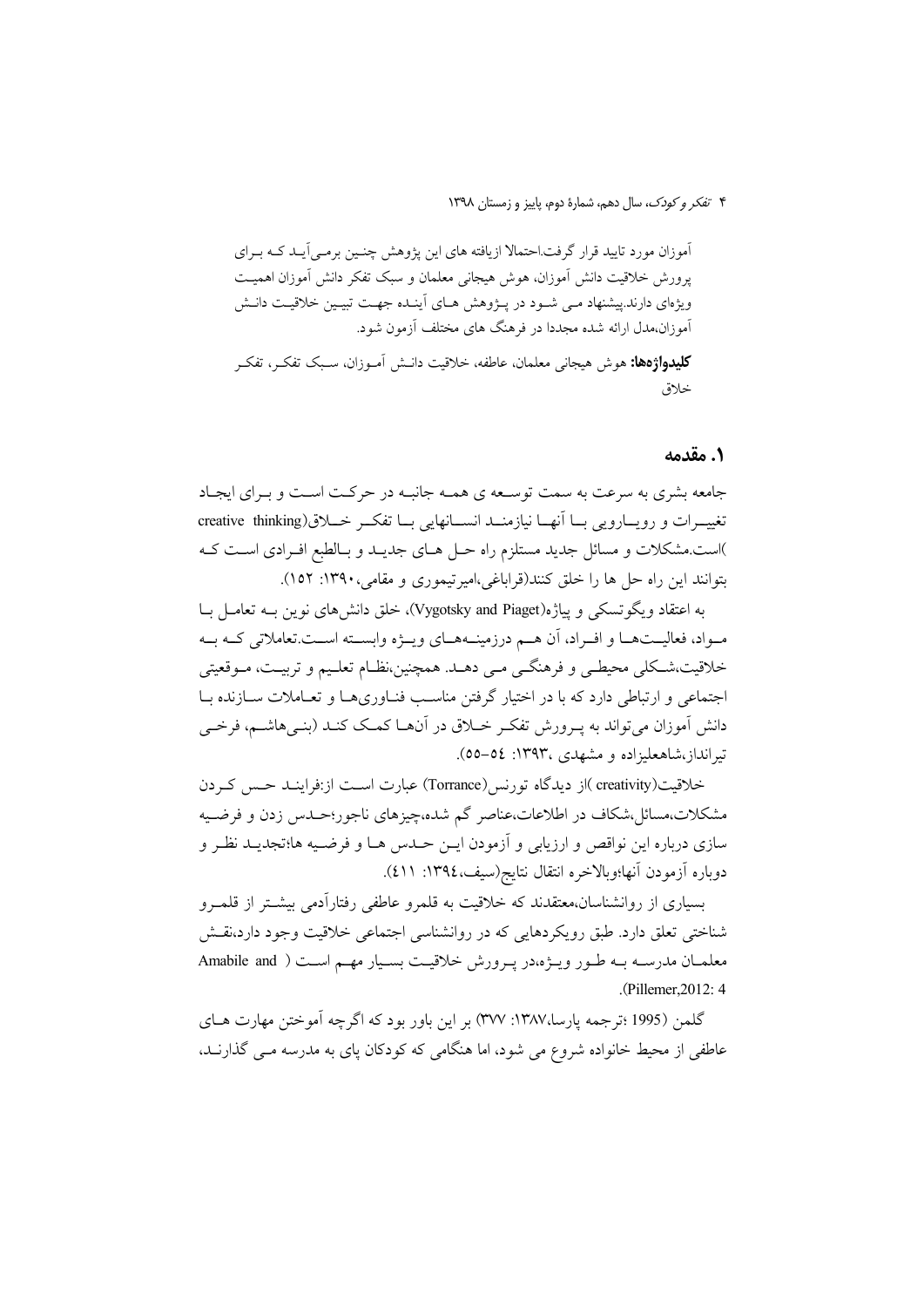آموزان مورد تایید قرار گرفت.احتمالا ازیافته های این پژوهش چنین برمی‌آید که برای پرورش خلاقیت دانش آموزان، هوش هیجانی معلمان و سبک تفکر دانش آموزان اهمیت ویژه‌ای دارند.پیشنهاد می شود در پژوهش های آینده جهت تبیین خلاقیت دانش آموزان،مدل ارائه شده مجددا در فرهنگ های مختلف آزمون شود.

**کلیدواژه‌ها:** هوش هیجانی معلمان، عاطفه، خلاقیت دانش آموزان، سبک تفکر، تفکر خلاق

## ۱. مقدمه

جامعه بشری به سرعت به سمت توسعه ی همه جانبه در حرکت است و برای ایجاد تغییرات و رویارویی با آنها نیازمند انسانهایی با تفکر خلاق(creative thinking )است.مشکلات و مسائل جدید مستلزم راه حل های جدید و بالطبع افرادی است که بتوانند این راه حل ها را خلق کنند(قراباغی،امیرتیموری و مقامی،۱۳۹۰: ۱۵۲).

به اعتقاد ویگوتسکی و پیاژه(Vygotsky and Piaget)، خلق دانش‌های نوین به تعامل با مواد، فعالیت‌ها و افراد، آن هم درزمینه‌های ویژه وابسته است.تعاملاتی که به خلاقیت،شکلی محیطی و فرهنگی می دهد. همچنین،نظام تعلیم و تربیت، موقعیتی اجتماعی و ارتباطی دارد که با در اختیار گرفتن مناسب فناوری‌ها و تعاملات سازنده با دانش آموزان می‌تواند به پرورش تفکر خلاق در آن‌ها کمک کند (بنی‌هاشم، فرخی تیرانداز،شاهعلیزاده و مشهدی ،۱۳۹۳: ٥٤-٥٥).

خلاقیت(creativity )از دیدگاه تورنس(Torrance) عبارت است از:فرایند حس کردن مشکلات،مسائل،شکاف در اطلاعات،عناصر گم شده،چیزهای ناجور؛حدس زدن و فرضیه سازی درباره این نواقص و ارزیابی و آزمودن این حدس ها و فرضیه ها؛تجدید نظر و دوباره آزمودن آنها؛وبالاخره انتقال نتایج(سیف،۱۳۹٤: ٤١١).

بسیاری از روانشناسان،معتقدند که خلاقیت به قلمرو عاطفی رفتارآدمی بیشتر از قلمرو شناختی تعلق دارد. طبق رویکردهایی که در روانشناسی اجتماعی خلاقیت وجود دارد،نقش معلمان مدرسه به طور ویژه،در پرورش خلاقیت بسیار مهم است ( Amabile and Pillemer,2012: 4).

گلمن (1995 ؛ترجمه پارسا،۱۳۸۷: ۳۷۷) بر این باور بود که اگرچه آموختن مهارت های عاطفی از محیط خانواده شروع می شود، اما هنگامی که کودکان پای به مدرسه می گذارند،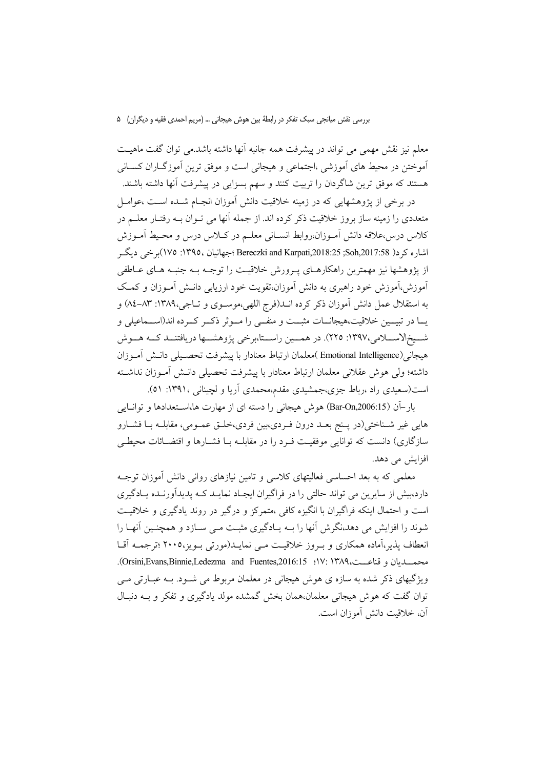معلم نیز نقش مهمی می تواند در پیشرفت همه جانبه آنها داشته باشد.می توان گفت ماهیت آموختن در محیط های آموزشی ،اجتماعی و هیجانی است و موفق ترین آموزگاران کسانی هستند که موفق ترین شاگردان را تربیت کنند و سهم بسزایی در پیشرفت آنها داشته باشند.

در برخی از پژوهشهایی که در زمینه خلاقیت دانش آموزان انجام شده است ،عوامل متعددی را زمینه ساز بروز خلاقیت ذکر کرده اند. از جمله آنها می توان به رفتار معلم در کلاس درس،علاقه دانش آموزان،روابط انسانی معلم در کلاس درس و محیط آموزش اشاره کرد( Bereczki and Karpati,2018:25 ;Soh,2017:58 ؛جهانیان ،۱۳۹۵: ۱۷۵)برخی دیگر از پژوهشها نیز مهمترین راهکارهای پرورش خلاقیت را توجه به جنبه های عاطفی آموزش،آموزش خود راهبری به دانش آموزان،تقویت خود ارزیابی دانش آموزان و کمک به استقلال عمل دانش آموزان ذکر کرده اند(فرج اللهی،موسوی و تاجی،۱۳۸۹: ۸۳-۸٤) و یا در تبیین خلاقیت،هیجانات مثبت و منفی را موثر ذکر کرده اند(اسماعیلی و شیخ‌الاسلامی،۱۳۹۷: ۲۲۵). در همین راستا،برخی پژوهشها دریافتند که هوش هیجانی(Emotional Intelligence )معلمان ارتباط معنادار با پیشرفت تحصیلی دانش آموزان داشته؛ ولی هوش عقلانی معلمان ارتباط معنادار با پیشرفت تحصیلی دانش آموزان نداشته است(سعیدی راد ،رباط جزی،جمشیدی مقدم،محمدی آریا و لچینانی ،۱۳۹۱: ۵۱).

بار-آن (Bar-On,2006:15) هوش هیجانی را دسته ای از مهارت ها،استعدادها و توانایی هایی غیر شناختی(در پنج بعد درون فردی،بین فردی،خلق عمومی، مقابله با فشارو سازگاری) دانست که توانایی موفقیت فرد را در مقابله با فشارها و اقتضائات محیطی افزایش می دهد.

معلمی که به بعد احساسی فعالیتهای کلاسی و تامین نیازهای روانی دانش آموزان توجه دارد،بیش از سایرین می تواند حالتی را در فراگیران ایجاد نماید که پدیدآورنده یادگیری است و احتمال اینکه فراگیران با انگیزه کافی ،متمرکز و درگیر در روند یادگیری و خلاقیت شوند را افزایش می دهد،نگرش آنها را به یادگیری مثبت می سازد و همچنین آنها را انعطاف پذیر،آماده همکاری و بروز خلاقیت می نماید(مورتی بویز،۲۰۰۵ ؛ترجمه آقا محمدیان و قناعت،۱۳۸۹: ۱۷؛ Orsini,Evans,Binnie,Ledezma and Fuentes,2016:15). ویژگیهای ذکر شده به سازه ی هوش هیجانی در معلمان مربوط می شود. به عبارتی می توان گفت که هوش هیجانی معلمان،همان بخش گمشده مولد یادگیری و تفکر و به دنبال آن، خلاقیت دانش آموزان است.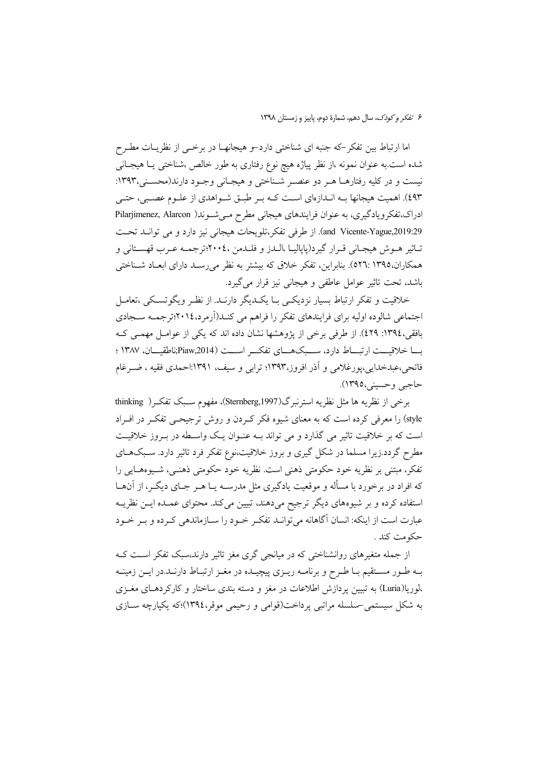اما ارتباط بین تفکر–که جنبه ای شناختی دارد–و هیجانها در برخی از نظریات مطرح شده است.به عنوان نمونه ،از نظر پیاژه هیچ نوع رفتاری به طور خالص ،شناختی یا هیجانی نیست و در کلیه رفتارها هر دو عنصر شناختی و هیجانی وجود دارند(محسنی،۱۳۹۳: ٤۹۳). اهمیت هیجانها به اندازه‌ای است که بر طبق شواهدی از علوم عصبی، حتی ادراک،تفکرویادگیری، به عنوان فرایندهای هیجانی مطرح می‌شوند( Pilarjimenez, Alarcon and Vicente-Yague,2019:29). از طرفی تفکر،تلویحات هیجانی نیز دارد و می تواند تحت تاثیر هوش هیجانی قرار گیرد(پاپالیا ،الدز و فلدمن ،۲۰۰٤؛ترجمه عرب قهستانی و همکاران،۱۳۹۵ :۵۲٦). بنابراین، تفکر خلاق که بیشتر به نظر می‌رسد دارای ابعاد شناختی باشد، تحت تاثیر عوامل عاطفی و هیجانی نیز قرار می‌گیرد.

خلاقیت و تفکر ارتباط بسیار نزدیکی با یکدیگر دارند. از نظر ویگوتسکی ،تعامل اجتماعی شالوده اولیه برای فرایندهای تفکر را فراهم می کند(آرمرد،۲۰۱٤؛ترجمه سجادی بافقی،۱۳۹٤: ٤۲۹). از طرفی برخی از پژوهشها نشان داده اند که یکی از عوامل مهمی که با خلاقیت ارتباط دارد، سبک‌های تفکر است (Piaw,2014؛ناطقیان، ۱۳۸۷ ؛ فاتحی،عبدخدایی،پورغلامی و آذر افروز،۱۳۹۳؛ ترابی و سیف، ۱۳۹۱:احمدی فقیه ، ضرغام حاجبی وحسینی،۱۳۹۵).

برخی از نظریه ها مثل نظریه استرنبرگ(Sternberg,1997)، مفهوم سبک تفکر( thinking style) را معرفی کرده است که به معنای شیوه فکر کردن و روش ترجیحی تفکر در افراد است که بر خلاقیت تاثیر می گذارد و می تواند به عنوان یک واسطه در بروز خلاقیت مطرح گردد.زیرا مسلما در شکل گیری و بروز خلاقیت،نوع تفکر فرد تاثیر دارد. سبک‌های تفکر، مبتنی بر نظریه خود حکومتی ذهنی است. نظریه خود حکومتی ذهنی، شیوه‌هایی را که افراد در برخورد با مسأله و موقعیت یادگیری مثل مدرسه یا هر جای دیگر، از آن‌ها استفاده کرده و بر شیوه‌های دیگر ترجیح می‌دهند، تبیین می‌کند. محتوای عمده این نظریه عبارت است از اینکه: انسان آگاهانه می‌تواند تفکر خود را سازماندهی کرده و بر خود حکومت کند .

از جمله متغیرهای روانشناختی که در میانجی گری مغز تاثیر دارند،سبک تفکر است که به طور مستقیم با طرح و برنامه ریزی پیچیده در مغز ارتباط دارند.در این زمینه ،لوریا(Luria) به تبیین پردازش اطلاعات در مغز و دسته بندی ساختار و کارکردهای مغزی به شکل سیستمی–سلسله مراتبی پرداخت(قوامی و رحیمی موقر،۱۳۹٤)؛که یکپارچه سازی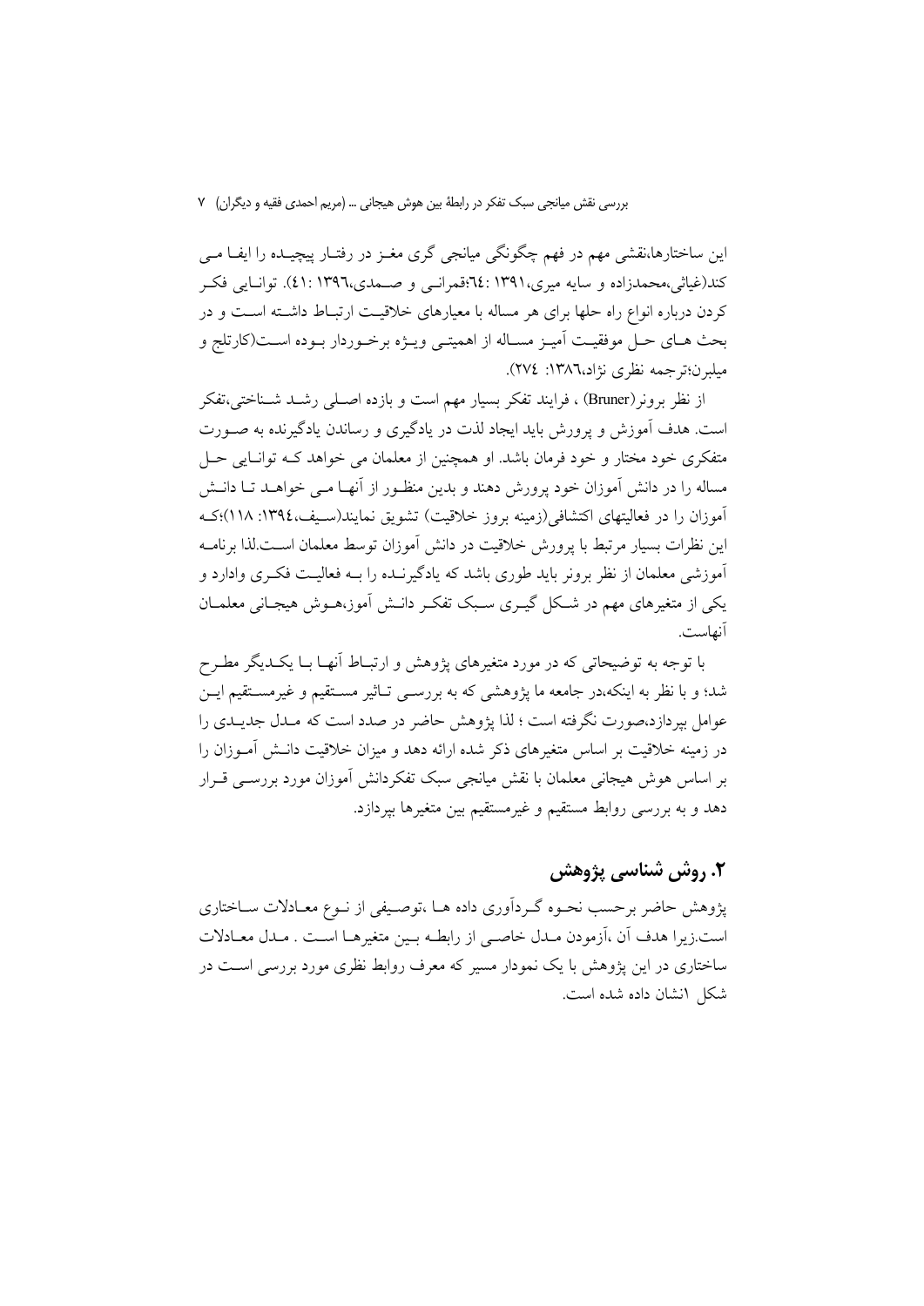این ساختارها،نقشی مهم در فهم چگونگی میانجی گری مغـز در رفتـار پیچیـده را ایفـا مـی کند(غیاثی،محمدزاده و سایه میری،۱۳۹۱ :٦٤؛قمرانـی و صـمدی،۱۳۹٦ :٤١). توانـایی فکـر کردن درباره انواع راه حلها برای هر مساله با معیارهای خلاقیـت ارتبـاط داشـته اسـت و در بحث هـای حـل موفقیـت آمیـز مسـاله از اهمیتـی ویـژه برخـوردار بـوده اسـت(کارتلج و میلبرن؛ترجمه نظری نژاد،۱۳۸٦: ۲۷٤).

از نظر برونر(Bruner) ، فرایند تفکر بسیار مهم است و بازده اصـلی رشـد شـناختی،تفکر است. هدف آموزش و پرورش باید ایجاد لذت در یادگیری و رساندن یادگیرنده به صـورت متفکری خود مختار و خود فرمان باشد. او همچنین از معلمان می خواهد کـه توانـایی حـل مساله را در دانش آموزان خود پرورش دهند و بدین منظـور از آنهـا مـی خواهـد تـا دانـش آموزان را در فعالیتهای اکتشافی(زمینه بروز خلاقیت) تشویق نمایند(سـیف،۱۳۹٤: ۱۱۸)؛کـه این نظرات بسیار مرتبط با پرورش خلاقیت در دانش آموزان توسط معلمان اسـت.لذا برنامـه آموزشی معلمان از نظر برونر باید طوری باشد که یادگیرنـده را بـه فعالیـت فکـری وادارد و یکی از متغیرهای مهم در شـکل گیـری سـبک تفکـر دانـش آموز،هـوش هیجـانی معلمـان آنهاست.

با توجه به توضیحاتی که در مورد متغیرهای پژوهش و ارتبـاط آنهـا بـا یکـدیگر مطـرح شد؛ و با نظر به اینکه،در جامعه ما پژوهشی که به بررسـی تـاثیر مسـتقیم و غیرمسـتقیم ایـن عوامل بپردازد،صورت نگرفته است ؛ لذا پژوهش حاضر در صدد است که مـدل جدیـدی را در زمینه خلاقیت بر اساس متغیرهای ذکر شده ارائه دهد و میزان خلاقیت دانـش آمـوزان را بر اساس هوش هیجانی معلمان با نقش میانجی سبک تفکردانش آموزان مورد بررسـی قـرار دهد و به بررسی روابط مستقیم و غیرمستقیم بین متغیرها بپردازد.

## ۲. روش شناسی پژوهش

پژوهش حاضر برحسب نحـوه گـردآوری داده هـا ،توصـیفی از نـوع معـادلات سـاختاری است.زیرا هدف آن ،آزمودن مـدل خاصـی از رابطـه بـین متغیرهـا اسـت . مـدل معـادلات ساختاری در این پژوهش با یک نمودار مسیر که معرف روابط نظری مورد بررسی اسـت در شکل ۱نشان داده شده است.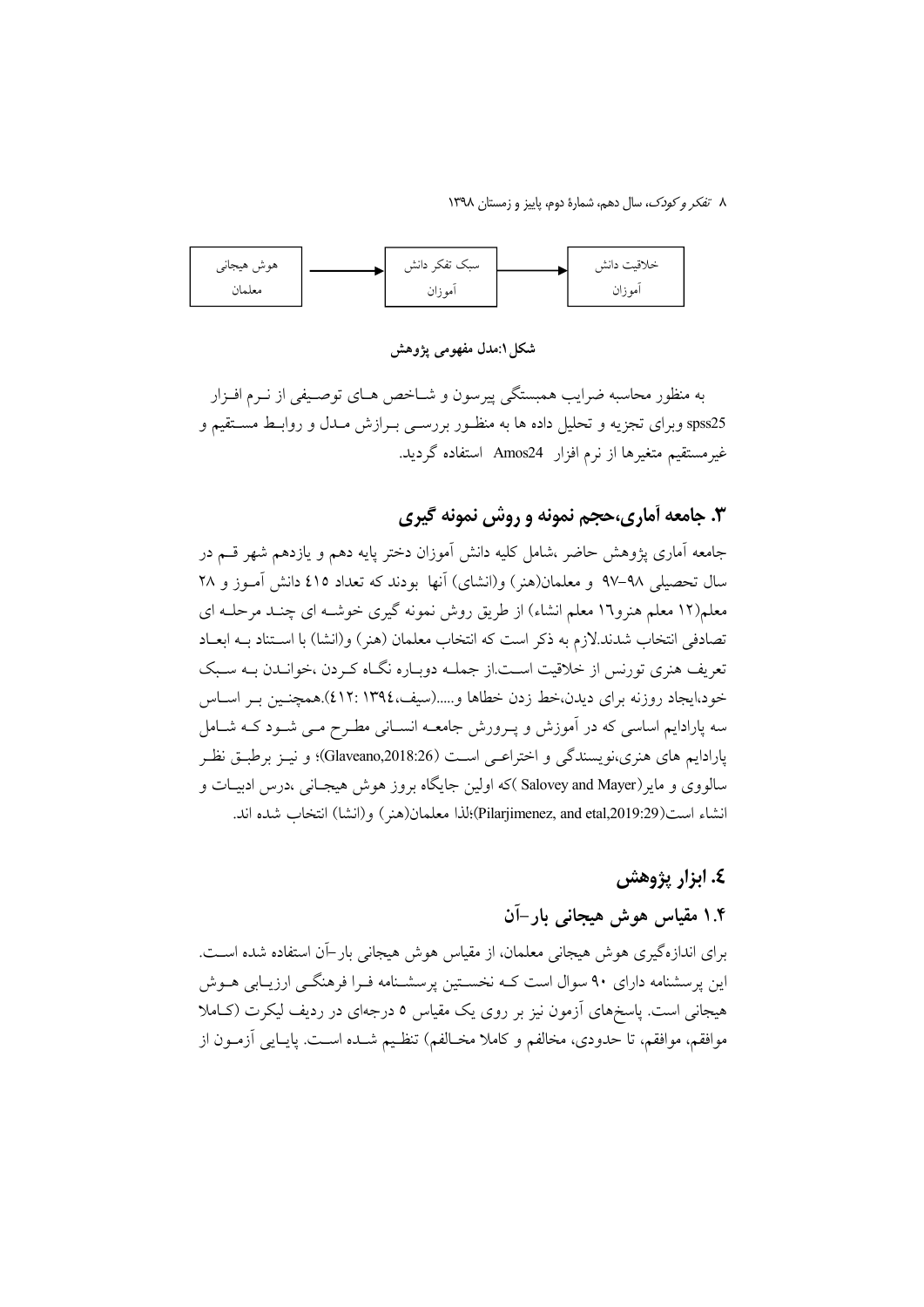هوش هیجانی معلمان ← سبک تفکر دانش آموزان ← خلاقیت دانش آموزان

**شکل۱:مدل مفهومی پژوهش**

به منظور محاسبه ضرایب همبستگی پیرسون و شاخص های توصیفی از نرم افزار spss25 وبرای تجزیه و تحلیل داده ها به منظور بررسی برازش مدل و روابط مستقیم و غیرمستقیم متغیرها از نرم افزار Amos24 استفاده گردید.

## ۳. جامعه آماری،حجم نمونه و روش نمونه گیری

جامعه آماری پژوهش حاضر ،شامل کلیه دانش آموزان دختر پایه دهم و یازدهم شهر قم در سال تحصیلی ۹۸-۹۷ و معلمان(هنر) و(انشای) آنها بودند که تعداد ٤١٥ دانش آموز و ٢٨ معلم(١٢ معلم هنرو١٦ معلم انشاء) از طریق روش نمونه گیری خوشه ای چند مرحله ای تصادفی انتخاب شدند.لازم به ذکر است که انتخاب معلمان (هنر) و(انشا) با استناد به ابعاد تعریف هنری تورنس از خلاقیت است.از جمله دوباره نگاه کردن ،خواندن به سبک خود،ایجاد روزنه برای دیدن،خط زدن خطاها و.....(سیف،١٣٩٤ :٤١٢).همچنین بر اساس سه پارادایم اساسی که در آموزش و پرورش جامعه انسانی مطرح می شود که شامل پارادایم های هنری،نویسندگی و اختراعی است (Glaveano,2018:26)؛ و نیز برطبق نظر سالووی و مایر(Salovey and Mayer )که اولین جایگاه بروز هوش هیجانی ،درس ادبیات و انشاء است(Pilarjimenez, and etal,2019:29)؛لذا معلمان(هنر) و(انشا) انتخاب شده اند.

## ٤. ابزار پژوهش

### ۱.۴ مقیاس هوش هیجانی بار-آن

برای اندازه‌گیری هوش هیجانی معلمان، از مقیاس هوش هیجانی بار-آن استفاده شده است. این پرسشنامه دارای ۹۰ سوال است که نخستین پرسشنامه فرا فرهنگی ارزیابی هوش هیجانی است. پاسخ‌های آزمون نیز بر روی یک مقیاس ۵ درجه‌ای در ردیف لیکرت (کاملا موافقم، موافقم، تا حدودی، مخالفم و کاملا مخالفم) تنظیم شده است. پایایی آزمون از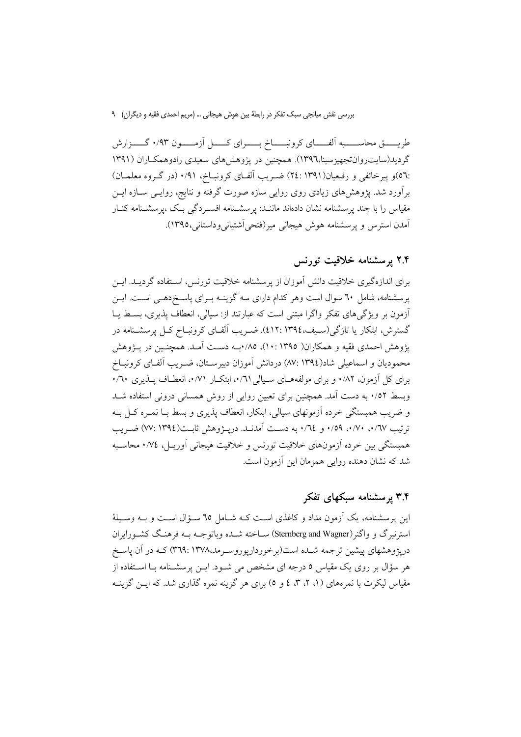طریق محاسبه آلفای کرونباخ برای کل آزمون ۰/۹۳ گزارش گردید(سایت‌روان‌تجهیزسینا،۱۳۹۶). همچنین در پژوهش‌های سعیدی رادوهمکاران (۱۳۹۱ :۵۶)و پیرخائفی و رفیعیان(۱۳۹۱ :۲٤) ضریب آلفای کرونباخ، ۰/۹۱ (در گروه معلمان) برآورد شد. پژوهش‌های زیادی روی روایی سازه صورت گرفته و نتایج، روایی سازه این مقیاس را با چند پرسشنامه نشان داده‌اند مانند: پرسشنامه افسردگی بک ،پرسشنامه کنار آمدن استرس و پرسشنامه هوش هیجانی میر(فتحی‌آشتیانی‌وداستانی،۱۳۹۵).

## ۲.۴ پرسشنامه خلاقیت تورنس

برای اندازه‌گیری خلاقیت دانش آموزان از پرسشنامه خلاقیت تورنس، استفاده گردید. این پرسشنامه، شامل ٦۰ سوال است وهر کدام دارای سه گزینه برای پاسخ‌دهی است. این آزمون بر ویژگی‌های تفکر واگرا مبتنی است که عبارتند از: سیالی، انعطاف پذیری، بسط یا گسترش، ابتکار یا تازگی(سیف،۱۳۹٤ :٤۱۲). ضریب آلفای کرونباخ کل پرسشنامه در پژوهش احمدی فقیه و همکاران( ۱۳۹۵ :۱۰)، ۰/۸۵به دست آمد. همچنین در پژوهش محمودیان و اسماعیلی شاد(۱۳۹٤ :۸۷) دردانش آموزان دبیرستان، ضریب آلفای کرونباخ برای کل آزمون، ۰/۸۲ و برای مولفه‌های سیالی ۰/٦۱، ابتکار ۰/۷۱، انعطاف پذیری ۰/٦۰ وبسط ۰/۵۲ به دست آمد. همچنین برای تعیین روایی از روش همسانی درونی استفاده شد و ضریب همبستگی خرده آزمونهای سیالی، ابتکار، انعطاف پذیری و بسط با نمره کل به ترتیب ۰/٦۷، ۰/۷۰، ۰/۵۹ و ۰/٦٤ به دست آمدند. درپژوهش ثابت(۱۳۹٤ :۷۷) ضریب همبستگی بین خرده آزمون‌های خلاقیت تورنس و خلاقیت هیجانی آوریل، ۰/۷٤ محاسبه شد که نشان دهنده روایی همزمان این آزمون است.

## ۳.۴ پرسشنامه سبکهای تفکر

این پرسشنامه، یک آزمون مداد و کاغذی است که شامل ٦۵ سؤال است و به وسیلهٔ استرنبرگ و واگنر(Sternberg and Wagner) ساخته شده وباتوجه به فرهنگ کشورایران درپژوهشهای پیشین ترجمه شده است(برخوردارپوروسرمد،۱۳۷۸ :۳٦۹) که در آن پاسخ هر سؤال بر روی یک مقیاس ۵ درجه ای مشخص می شود. این پرسشنامه با استفاده از مقیاس لیکرت با نمره‌های (۱، ۲، ۳، ٤ و ۵) برای هر گزینه نمره گذاری شد. که این گزینه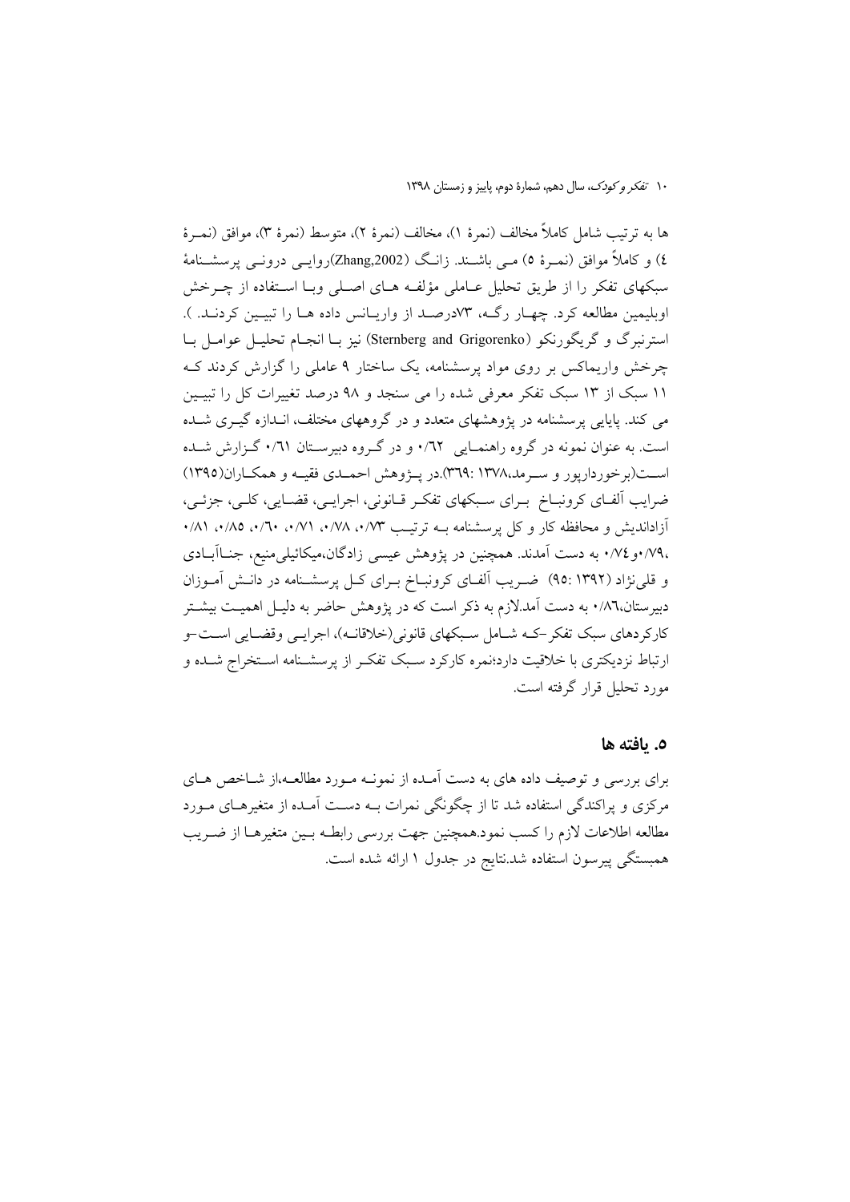ها به ترتیب شامل کاملاً مخالف (نمرهٔ ۱)، مخالف (نمرهٔ ۲)، متوسط (نمرهٔ ۳)، موافق (نمرهٔ ٤) و کاملاً موافق (نمرهٔ ٥) می باشند. زانگ (Zhang,2002)روایی درونی پرسشنامهٔ سبکهای تفکر را از طریق تحلیل عاملی مؤلفه های اصلی وبا استفاده از چرخش اوبلیمین مطالعه کرد. چهار رگه، ۷۳درصد از واریانس داده ها را تبیین کردند. ). استرنبرگ و گریگورنکو (Sternberg and Grigorenko) نیز با انجام تحلیل عوامل با چرخش واریماکس بر روی مواد پرسشنامه، یک ساختار ۹ عاملی را گزارش کردند که ۱۱ سبک از ۱۳ سبک تفکر معرفی شده را می سنجد و ۹۸ درصد تغییرات کل را تبیین می کند. پایایی پرسشنامه در پژوهشهای متعدد و در گروههای مختلف، اندازه گیری شده است. به عنوان نمونه در گروه راهنمایی ۰/٦٢ و در گروه دبیرستان ۰/٦١ گزارش شده است(برخوردارپور و سرمد،۱۳۷۸ :۳٦۹).در پژوهش احمدی فقیه و همکاران(۱۳۹٥) ضرایب آلفای کرونباخ برای سبکهای تفکر قانونی، اجرایی، قضایی، کلی، جزئی، آزاداندیش و محافظه کار و کل پرسشنامه به ترتیب ۰/۷۳، ۰/۷۸، ۰/۷۱، ۰/٦۰، ۰/۸٥، ۰/۸۱ ،۰/۷۹و۰/۷٤ به دست آمدند. همچنین در پژوهش عیسی زادگان،میکائیلی‌منیع، جنااَبادی و قلی‌نژاد (۱۳۹۲ :۹٥) ضریب آلفای کرونباخ برای کل پرسشنامه در دانش آموزان دبیرستان،۰/۸٦ به دست آمد.لازم به ذکر است که در پژوهش حاضر به دلیل اهمیت بیشتر کارکردهای سبک تفکر-که شامل سبکهای قانونی(خلاقانه)، اجرایی وقضایی است-و ارتباط نزدیکتری با خلاقیت دارد؛نمره کارکرد سبک تفکر از پرسشنامه استخراج شده و مورد تحلیل قرار گرفته است.

## ٥. یافته ها

برای بررسی و توصیف داده های به دست آمده از نمونه مورد مطالعه،از شاخص های مرکزی و پراکندگی استفاده شد تا از چگونگی نمرات به دست آمده از متغیرهای مورد مطالعه اطلاعات لازم را کسب نمود.همچنین جهت بررسی رابطه بین متغیرها از ضریب همبستگی پیرسون استفاده شد.نتایج در جدول ۱ ارائه شده است.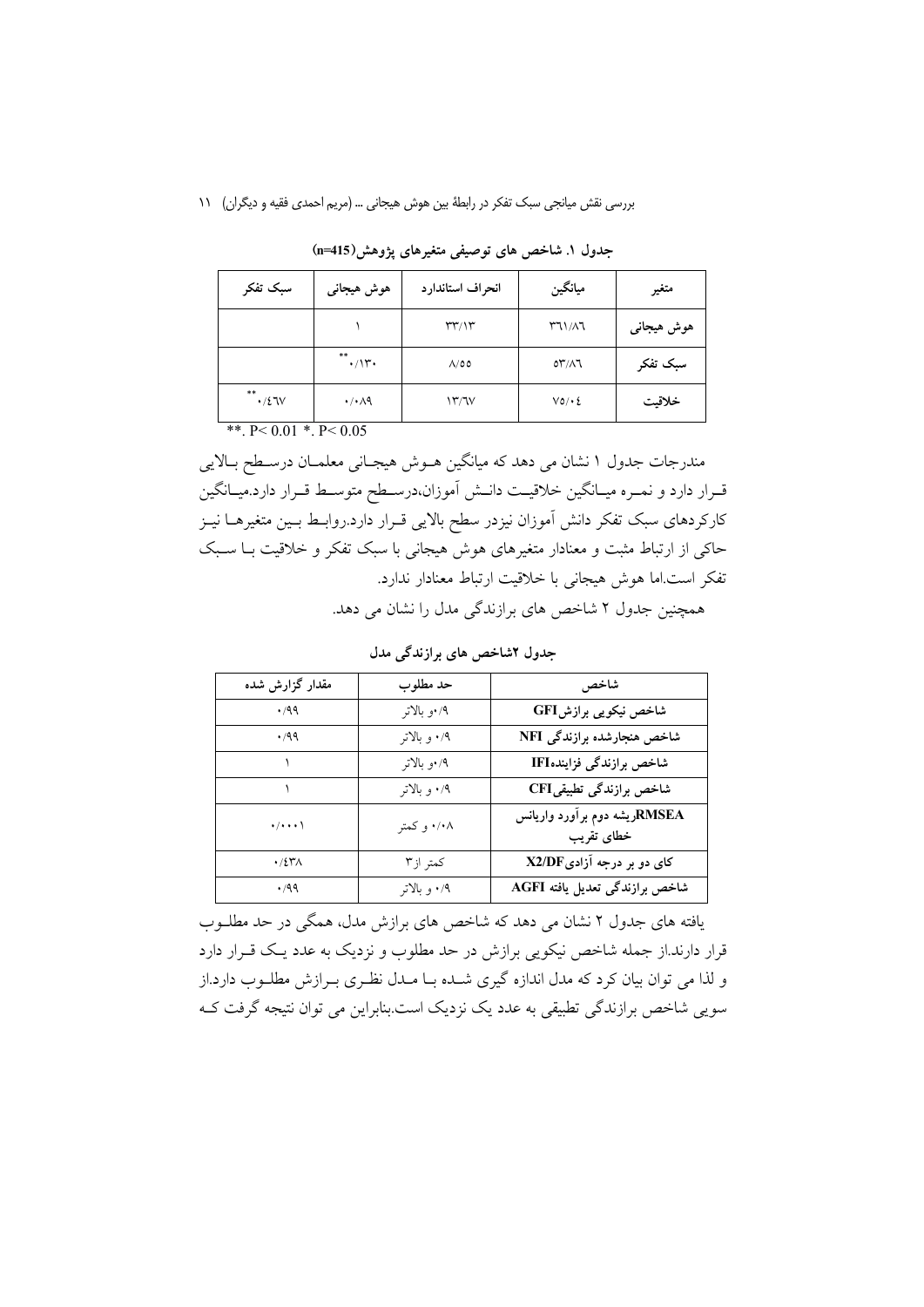جدول ۱. شاخص های توصیفی متغیرهای پژوهش(n=415)

| متغیر | میانگین | انحراف استاندارد | هوش هیجانی | سبک تفکر |
|---|---|---|---|---|
| هوش هیجانی | ۳۶۱/۸۶ | ۳۳/۱۳ | ۱ | |
| سبک تفکر | ۵۳/۸۶ | ۸/۵۵ | ۰/۱۳۰** | |
| خلاقیت | ۷۵/۰۴ | ۱۳/۶۷ | ۰/۰۸۹ | ۰/۴۶۷** |

**. P< 0.01 *. P< 0.05

مندرجات جدول ۱ نشان می دهد که میانگین هـوش هیجـانی معلمـان درسـطح بـالایی قـرار دارد و نمـره میـانگین خلاقیـت دانـش آموزان،درسـطح متوسـط قـرار دارد.میـانگین کارکردهای سبک تفکر دانش آموزان نیزدر سطح بالایی قـرار دارد.روابـط بـین متغیرهـا نیـز حاکی از ارتباط مثبت و معنادار متغیرهای هوش هیجانی با سبک تفکر و خلاقیت بـا سـبک تفکر است.اما هوش هیجانی با خلاقیت ارتباط معنادار ندارد.

همچنین جدول ۲ شاخص های برازندگی مدل را نشان می دهد.

جدول ۲شاخص های برازندگی مدل

| شاخص | حد مطلوب | مقدار گزارش شده |
|---|---|---|
| شاخص نیکویی برازشGFI | ۰/۹و بالاتر | ۰/۹۹ |
| شاخص هنجارشده برازندگی NFI | ۰/۹ و بالاتر | ۰/۹۹ |
| شاخص برازندگی فزایندهIFI | ۰/۹و بالاتر | ۱ |
| شاخص برازندگی تطبیقیCFI | ۰/۹ و بالاتر | ۱ |
| RMSEAریشه دوم برآورد واریانس خطای تقریب | ۰/۰۸ و کمتر | ۰/۰۰۰۱ |
| کای دو بر درجه آزادیX2/DF | کمتر از۳ | ۰/۴۳۸ |
| شاخص برازندگی تعدیل یافته AGFI | ۰/۹ و بالاتر | ۰/۹۹ |

یافته های جدول ۲ نشان می دهد که شاخص های برازش مدل، همگی در حد مطلـوب قرار دارند.از جمله شاخص نیکویی برازش در حد مطلوب و نزدیک به عدد یـک قـرار دارد و لذا می توان بیان کرد که مدل اندازه گیری شـده بـا مـدل نظـری بـرازش مطلـوب دارد.از سویی شاخص برازندگی تطبیقی به عدد یک نزدیک است.بنابراین می توان نتیجه گرفت کـه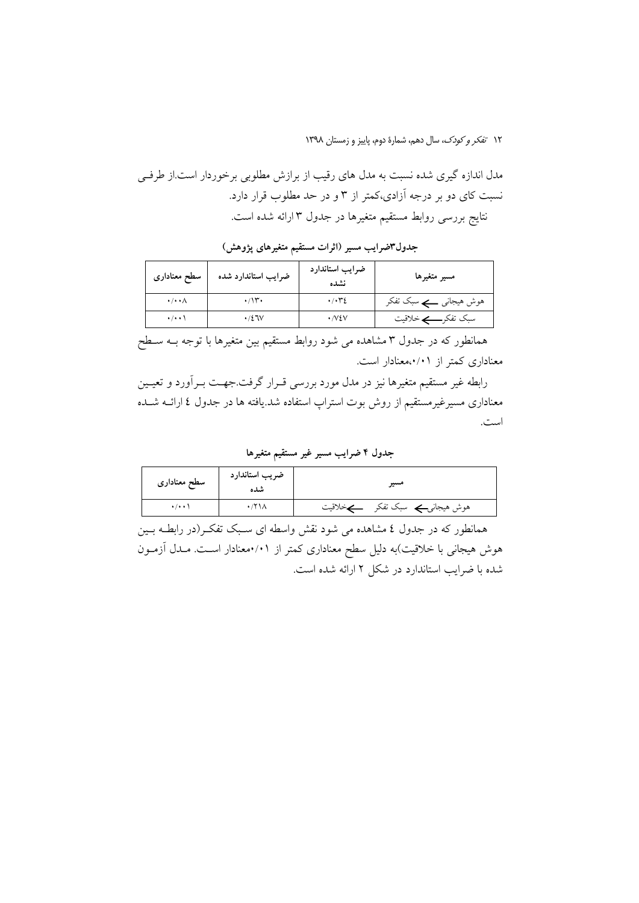مدل اندازه گیری شده نسبت به مدل های رقیب از برازش مطلوبی برخوردار است.از طرفی نسبت کای دو بر درجه آزادی،کمتر از ۳ و در حد مطلوب قرار دارد.

نتایج بررسی روابط مستقیم متغیرها در جدول ۳ ارائه شده است.

**جدول۳ضرایب مسیر (اثرات مستقیم متغیرهای پژوهش)**

| مسیر متغیرها | ضرایب استاندارد نشده | ضرایب استاندارد شده | سطح معناداری |
|---|---|---|---|
| هوش هیجانی ← سبک تفکر | ۰/۰۳٤ | ۰/۱۳۰ | ۰/۰۰۸ |
| سبک تفکر ← خلاقیت | ۰/۷٤۷ | ۰/٤٦۷ | ۰/۰۰۱ |

همانطور که در جدول ۳ مشاهده می شود روابط مستقیم بین متغیرها با توجه به سطح معناداری کمتر از ۰/۰۱،معنادار است.

رابطه غیر مستقیم متغیرها نیز در مدل مورد بررسی قرار گرفت.جهت برآورد و تعیین معناداری مسیرغیرمستقیم از روش بوت استراپ استفاده شد.یافته ها در جدول ٤ ارائه شده است.

**جدول ۴ ضرایب مسیر غیر مستقیم متغیرها**

| مسیر | ضریب استاندارد شده | سطح معناداری |
|---|---|---|
| هوش هیجانی ← سبک تفکر ← خلاقیت | ۰/۲۱۸ | ۰/۰۰۱ |

همانطور که در جدول ٤ مشاهده می شود نقش واسطه ای سبک تفکر(در رابطه بین هوش هیجانی با خلاقیت)به دلیل سطح معناداری کمتر از ۰/۰۱معنادار است. مدل آزمون شده با ضرایب استاندارد در شکل ۲ ارائه شده است.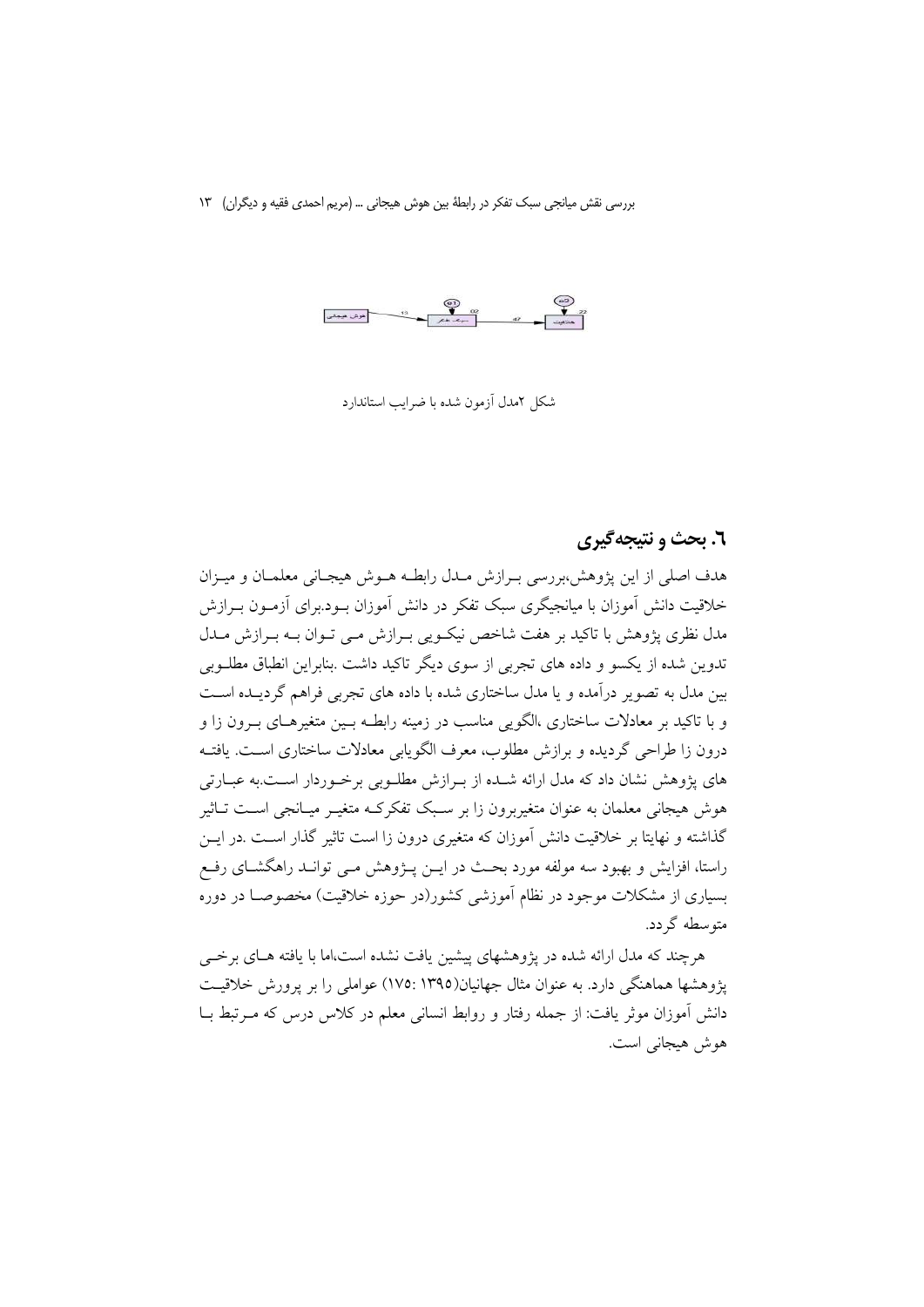شکل ۲مدل آزمون شده با ضرایب استاندارد

## ٦. بحث و نتیجه‌گیری

هدف اصلی از این پژوهش،بررسی برازش مدل رابطه هوش هیجانی معلمان و میزان خلاقیت دانش آموزان با میانجیگری سبک تفکر در دانش آموزان بود.برای آزمون برازش مدل نظری پژوهش با تاکید بر هفت شاخص نیکویی برازش می توان به برازش مدل تدوین شده از یکسو و داده های تجربی از سوی دیگر تاکید داشت .بنابراین انطباق مطلوبی بین مدل به تصویر درآمده و یا مدل ساختاری شده با داده های تجربی فراهم گردیده است و با تاکید بر معادلات ساختاری ،الگویی مناسب در زمینه رابطه بین متغیرهای برون زا و درون زا طراحی گردیده و برازش مطلوب، معرف الگویابی معادلات ساختاری است. یافته های پژوهش نشان داد که مدل ارائه شده از برازش مطلوبی برخوردار است.به عبارتی هوش هیجانی معلمان به عنوان متغیربرون زا بر سبک تفکرکه متغیر میانجی است تاثیر گذاشته و نهایتا بر خلاقیت دانش آموزان که متغیری درون زا است تاثیر گذار است .در این راستا، افزایش و بهبود سه مولفه مورد بحث در این پژوهش می تواند راهگشای رفع بسیاری از مشکلات موجود در نظام آموزشی کشور(در حوزه خلاقیت) مخصوصا در دوره متوسطه گردد.

هرچند که مدل ارائه شده در پژوهشهای پیشین یافت نشده است،اما با یافته های برخی پژوهشها هماهنگی دارد. به عنوان مثال جهانیان(۱۳۹۵ :۱۷۵) عواملی را بر پرورش خلاقیت دانش آموزان موثر یافت: از جمله رفتار و روابط انسانی معلم در کلاس درس که مرتبط با هوش هیجانی است.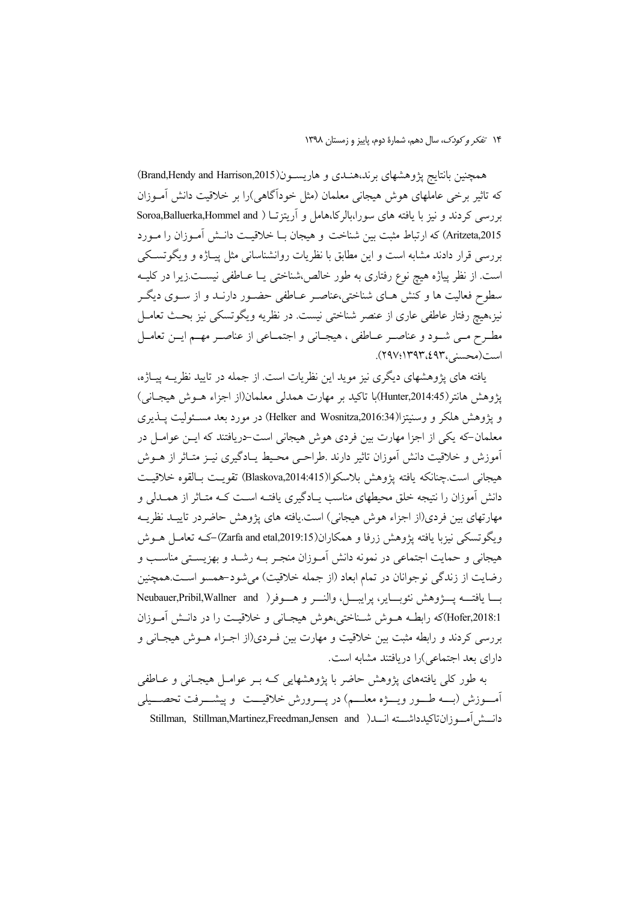همچنین بانتایج پژوهشهای برند،هنـدی و هاریسـون(Brand,Hendy and Harrison,2015) که تاثیر برخی عاملهای هوش هیجانی معلمان (مثل خودآگاهی)را بر خلاقیت دانش آمـوزان بررسی کردند و نیز با یافته های سورا،بالرکا،هامل و آریتزتـا ( Soroa,Ballurka,Hommel and Aritzeta,2015) که ارتباط مثبت بین شناخت و هیجان بـا خلاقیـت دانـش آمـوزان را مـورد بررسی قرار دادند مشابه است و این مطابق با نظریات روانشناسانی مثل پیـاژه و ویگوتسـکی است. از نظر پیاژه هیچ نوع رفتاری به طور خالص،شناختی یـا عـاطفی نیسـت.زیرا در کلیـه سطوح فعالیت ها و کنش هـای شناختی،عناصـر عـاطفی حضـور دارنـد و از سـوی دیگـر نیز،هیچ رفتار عاطفی عاری از عنصر شناختی نیست. در نظریه ویگوتسکی نیز بحـث تعامـل مطـرح مـی شـود و عناصـر عـاطفی ، هیجـانی و اجتمـاعی از عناصـر مهـم ایـن تعامـل است(محسنی،١٣٩٣،٤٩٣:٢٩٧).

یافته های پژوهشهای دیگری نیز موید این نظریات است. از جمله در تایید نظریـه پیـاژه، پژوهش هانتر(Hunter,2014:45)با تاکید بر مهارت همدلی معلمان(از اجزاء هـوش هیجـانی) و پژوهش هلکر و وسنیتزا(Helker and Wosnitza,2016:34) در مورد بعد مسـئولیت پـذیری معلمان-که یکی از اجزا مهارت بین فردی هوش هیجانی است-دریافتند که ایـن عوامـل در آموزش و خلاقیت دانش آموزان تاثیر دارند .طراحـی محـیط یـادگیری نیـز متـاثر از هـوش هیجانی است.چنانکه یافته پژوهش بلاسکوا(Blaskova,2014:415) تقویـت بـالقوه خلاقیـت دانش آموزان را نتیجه خلق محیطهای مناسب یـادگیری یافتـه اسـت کـه متـاثر از همـدلی و مهارتهای بین فردی(از اجزاء هوش هیجانی) است.یافته های پژوهش حاضردر تاییـد نظریـه ویگوتسکی نیزبا یافته پژوهش زرفا و همکاران(Zarfa and etal,2019:15)-کـه تعامـل هـوش هیجانی و حمایت اجتماعی در نمونه دانش آمـوزان منجـر بـه رشـد و بهزیسـتی مناسـب و رضایت از زندگی نوجوانان در تمام ابعاد (از جمله خلاقیت) می‌شود-همسو اسـت.همچنین بـا یافتـه پـژوهش نئوبـایر، پرایبـل، والنـر و هـوفر( Neubauer,Pribil,Wallner and Hofer,2018:1)که رابطـه هـوش شـناختی،هوش هیجـانی و خلاقیـت را در دانـش آمـوزان بررسی کردند و رابطه مثبت بین خلاقیت و مهارت بین فـردی(از اجـزاء هـوش هیجـانی و دارای بعد اجتماعی)را دریافتند مشابه است.

به طور کلی یافته‌های پژوهش حاضر با پژوهشهایی کـه بـر عوامـل هیجـانی و عـاطفی آمـوزش (بـه طـور ویـژه معلـم) در پـرورش خلاقیـت و پیشـرفت تحصـیلی دانـش آمـوزان‌تاکیدداشـته انـد( Stillman, Stillman,Martinez,Freedman,Jensen and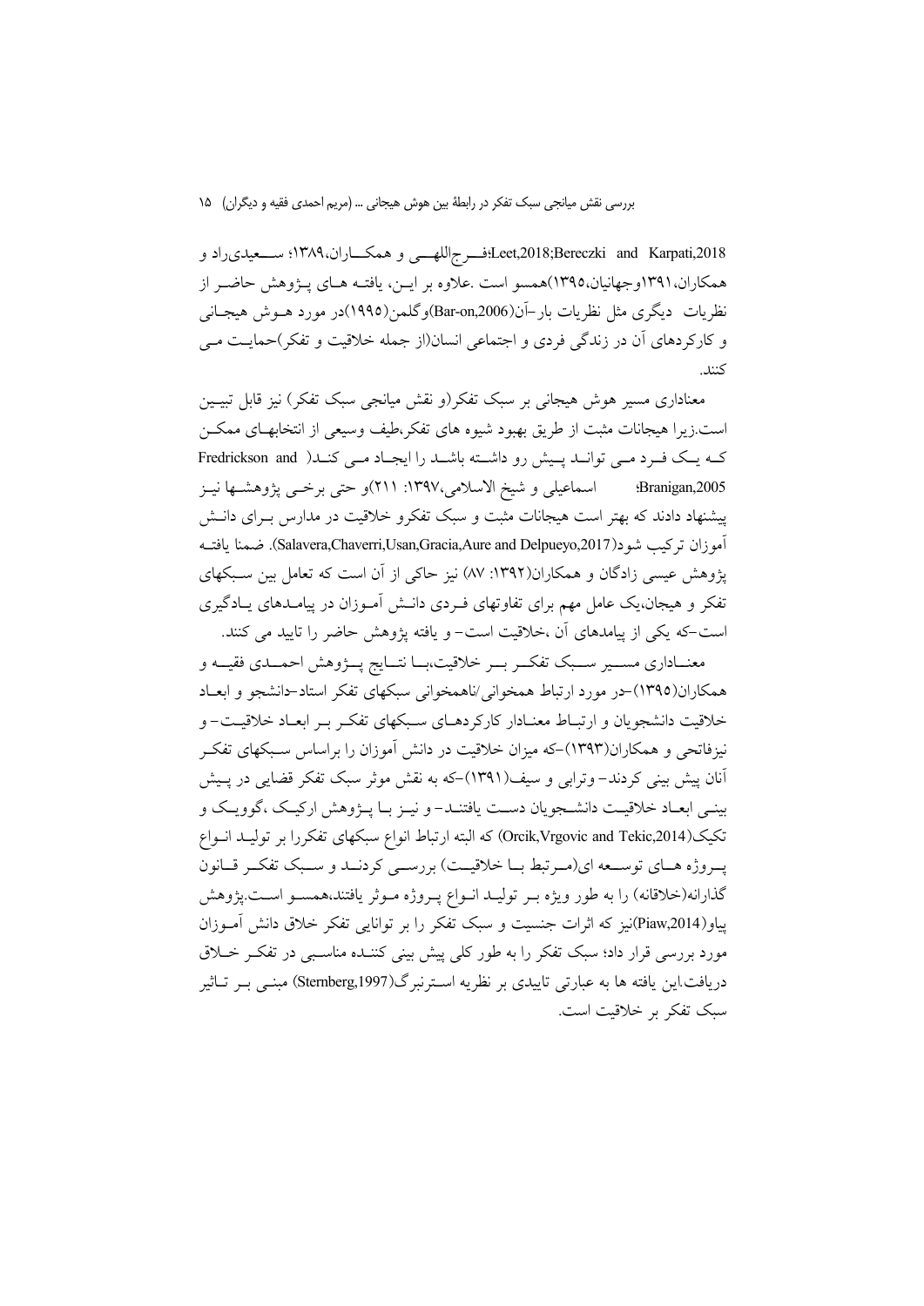Leet,2018;Bereczki and Karpati,2018؛فـرج‌اللهـی و همکـاران،۱۳۸۹؛ سـعیدی‌راد و همکاران،۱۳۹۱وجهانیان،۱۳۹۵)همسو است .علاوه بر ایـن، یافتـه هـای پـژوهش حاضـر از نظریات دیگری مثل نظریات بار-آن(Bar-on,2006)وگلمن(۱۹۹۵)در مورد هـوش هیجـانی و کارکردهای آن در زندگی فردی و اجتماعی انسان(از جمله خلاقیت و تفکر)حمایـت مـی کنند.

معناداری مسیر هوش هیجانی بر سبک تفکر(و نقش میانجی سبک تفکر) نیز قابل تبیـین است.زیرا هیجانات مثبت از طریق بهبود شیوه های تفکر،طیف وسیعی از انتخابهـای ممکـن کـه یـک فـرد مـی توانـد پـیش رو داشـته باشـد را ایجـاد مـی کنـد( Fredrickson and Branigan,2005؛ اسماعیلی و شیخ الاسلامی،۱۳۹۷: ۲۱۱)و حتی برخـی پژوهشـها نیـز پیشنهاد دادند که بهتر است هیجانات مثبت و سبک تفکرو خلاقیت در مدارس بـرای دانـش آموزان ترکیب شود(Salavera,Chaverri,Usan,Gracia,Aure and Delpueyo,2017). ضمنا یافتـه پژوهش عیسی زادگان و همکاران(۱۳۹۲: ۸۷) نیز حاکی از آن است که تعامل بین سـبکهای تفکر و هیجان،یک عامل مهم برای تفاوتهای فـردی دانـش آمـوزان در پیامـدهای یـادگیری است-که یکی از پیامدهای آن ،خلاقیت است- و یافته پژوهش حاضر را تایید می کنند.

معنـاداری مسـیر سـبک تفکـر بـر خلاقیت،بـا نتـایج پـژوهش احمـدی فقیـه و همکاران(۱۳۹۵)-در مورد ارتباط همخوانی/ناهمخوانی سبکهای تفکر استاد-دانشجو و ابعـاد خلاقیت دانشجویان و ارتبـاط معنـادار کارکردهـای سـبکهای تفکـر بـر ابعـاد خلاقیـت- و نیزفاتحی و همکاران(۱۳۹۳)-که میزان خلاقیت در دانش آموزان را براساس سـبکهای تفکـر آنان پیش بینی کردند- وترابی و سیف(۱۳۹۱)-که به نقش موثر سبک تفکر قضایی در پـیش بینـی ابعـاد خلاقیـت دانشـجویان دسـت یافتنـد- و نیـز بـا پـژوهش ارکیـک ،گوویـک و تکیک(Orcik,Vrgovic and Tekic,2014) که البته ارتباط انواع سبکهای تفکررا بر تولیـد انـواع پـروژه هـای توسـعه ای(مـرتبط بـا خلاقیـت) بررسـی کردنـد و سـبک تفکـر قـانون گذارانه(خلاقانه) را به طور ویژه بـر تولیـد انـواع پـروژه مـوثر یافتند،همسـو اسـت.پژوهش پیاو(Piaw,2014)نیز که اثرات جنسیت و سبک تفکر را بر توانایی تفکر خلاق دانش آمـوزان مورد بررسی قرار داد؛ سبک تفکر را به طور کلی پیش بینی کننـده مناسـبی در تفکـر خـلاق دریافت.این یافته ها به عبارتی تاییدی بر نظریه اسـترنبرگ(Sternberg,1997) مبنـی بـر تـاثیر سبک تفکر بر خلاقیت است.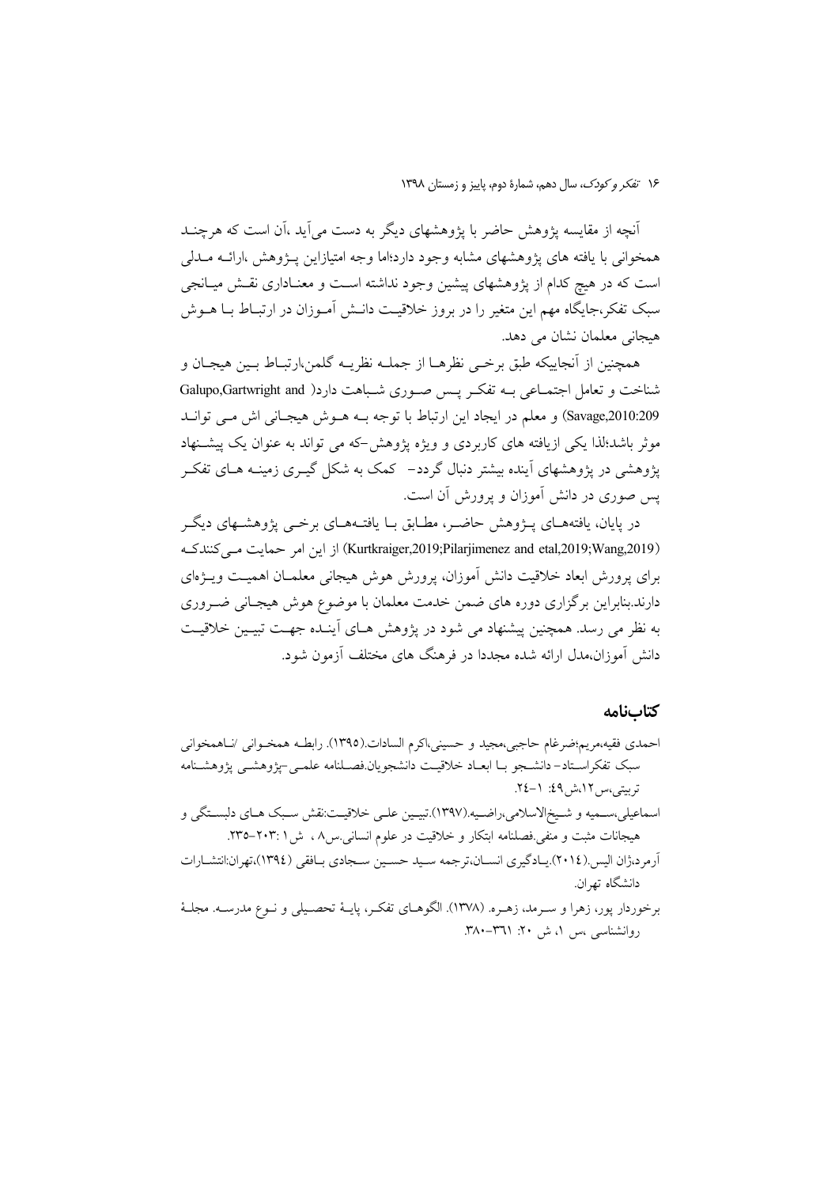آنچه از مقایسه پژوهش حاضر با پژوهشهای دیگر به دست می‌آید ،آن است که هرچند همخوانی با یافته های پژوهشهای مشابه وجود دارد؛اما وجه امتیازاین پژوهش ،ارائه مدلی است که در هیچ کدام از پژوهشهای پیشین وجود نداشته است و معناداری نقش میانجی سبک تفکر،جایگاه مهم این متغیر را در بروز خلاقیت دانش آموزان در ارتباط با هوش هیجانی معلمان نشان می دهد.

همچنین از آنجاییکه طبق برخی نظرها از جمله نظریه گلمن،ارتباط بین هیجان و شناخت و تعامل اجتماعی به تفکر پس صوری شباهت دارد( Galupo,Gartwright and Savage,2010:209) و معلم در ایجاد این ارتباط با توجه به هوش هیجانی اش می تواند موثر باشد؛لذا یکی ازیافته های کاربردی و ویژه پژوهش-که می تواند به عنوان یک پیشنهاد پژوهشی در پژوهشهای آینده بیشتر دنبال گردد- کمک به شکل گیری زمینه های تفکر پس صوری در دانش آموزان و پرورش آن است.

در پایان، یافته‌های پژوهش حاضر، مطابق با یافته‌های برخی پژوهشهای دیگر (Kurtkraiger,2019;Pilarjimenez and etal,2019;Wang,2019) از این امر حمایت می‌کنندکه برای پرورش ابعاد خلاقیت دانش آموزان، پرورش هوش هیجانی معلمان اهمیت ویژه‌ای دارند.بنابراین برگزاری دوره های ضمن خدمت معلمان با موضوع هوش هیجانی ضروری به نظر می رسد. همچنین پیشنهاد می شود در پژوهش های آینده جهت تبیین خلاقیت دانش آموزان،مدل ارائه شده مجددا در فرهنگ های مختلف آزمون شود.

## کتاب‌نامه

احمدی فقیه،مریم؛ضرغام حاجبی،مجید و حسینی،اکرم السادات.(۱۳۹۵). رابطه همخوانی /ناهمخوانی سبک تفکراستاد- دانشجو با ابعاد خلاقیت دانشجویان.فصلنامه علمی-پژوهشی پژوهشنامه تربیتی،س۱۲،ش۴۹: ۱-۲۴.

اسماعیلی،سمیه و شیخ‌الاسلامی،راضیه.(۱۳۹۷).تبیین علی خلاقیت:نقش سبک های دلبستگی و هیجانات مثبت و منفی.فصلنامه ابتکار و خلاقیت در علوم انسانی.س۸ ، ش۱ :۲۰۳-۲۳۵.

آرمرد،ژان الیس.(۲۰۱۴).یادگیری انسان،ترجمه سید حسین سجادی بافقی (۱۳۹۴)،تهران:انتشارات دانشگاه تهران.

برخوردار پور، زهرا و سرمد، زهره. (۱۳۷۸). الگوهای تفکر، پایهٔ تحصیلی و نوع مدرسه. مجلهٔ روانشناسی ،س ۱، ش ۲۰: ۳۶۱-۳۸۰.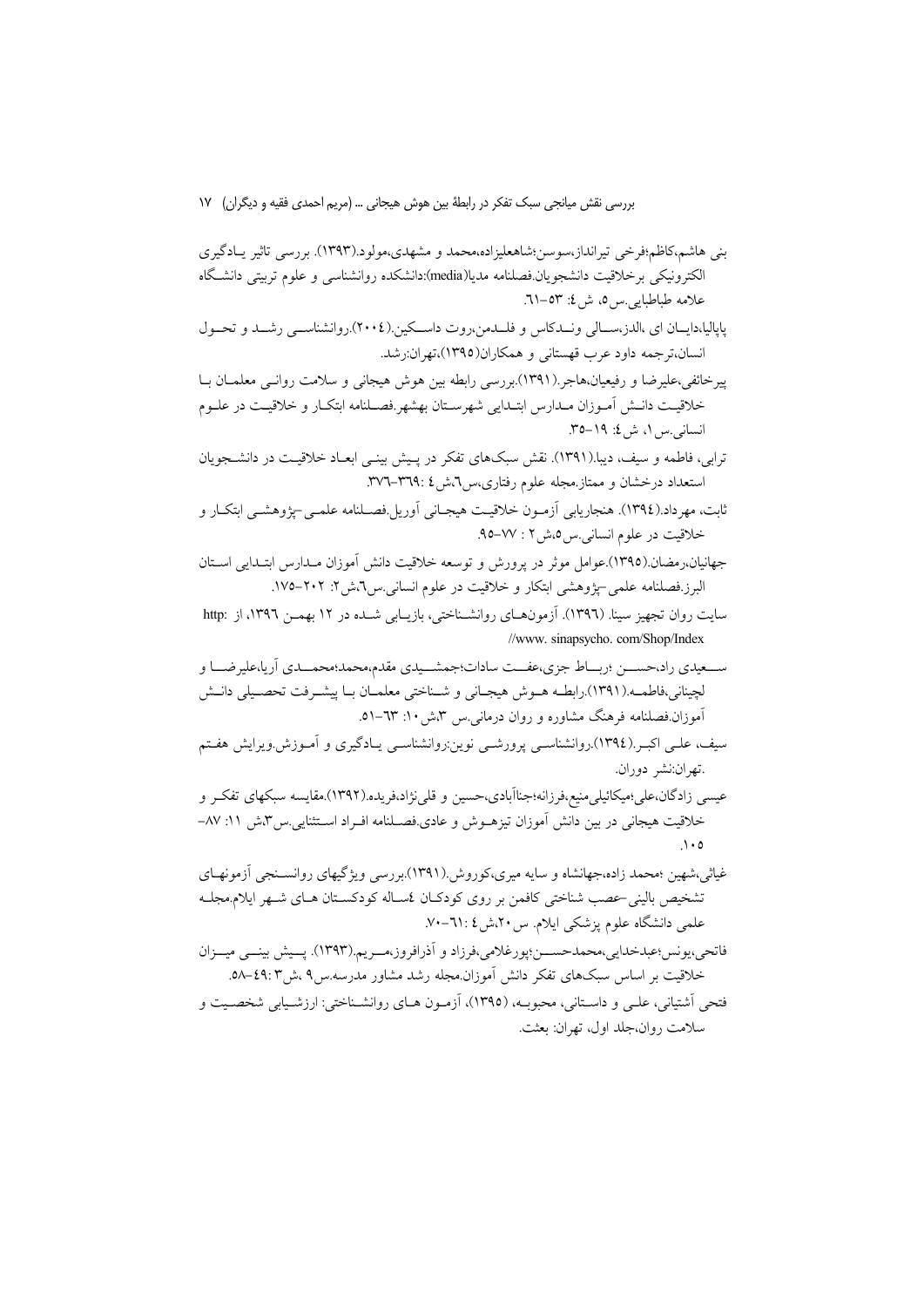بنی هاشم،کاظم؛فرخی تیرانداز،سوسن؛شاهعلیزاده،محمد و مشهدی،مولود.(۱۳۹۳). بررسی تاثیر یـادگیری الکترونیکی برخلاقیت دانشجویان.فصلنامه مدیا(media):دانشکده روانشناسی و علوم تربیتی دانشـگاه علامه طباطبایی.س۵، ش۴: ۵۳-۶۱.

پاپالیا،دایـان ای ،الدز،سـالی ونـدکاس و فلـدمن،روت داسـکین.(۲۰۰۴).روانشناسـی رشـد و تحـول انسان،ترجمه داود عرب قهستانی و همکاران(۱۳۹۵)،تهران:رشد.

پیرخائفی،علیرضا و رفیعیان،هاجر.(۱۳۹۱).بررسی رابطه بین هوش هیجانی و سلامت روانـی معلمـان بـا خلاقیـت دانـش آمـوزان مـدارس ابتـدایی شهرسـتان بهشهر.فصـلنامه ابتکـار و خلاقیـت در علـوم انسانی.س۱، ش۴: ۱۹-۳۵.

ترابی، فاطمه و سیف، دیبا.(۱۳۹۱). نقش سبک‌های تفکر در پـیش بینـی ابعـاد خلاقیـت در دانشـجویان استعداد درخشان و ممتاز.مجله علوم رفتاری،س۶،ش۴ :۳۶۹-۳۷۶.

ثابت، مهرداد.(۱۳۹۴). هنجاریابی آزمـون خلاقیـت هیجـانی آوریل.فصـلنامه علمـی-پژوهشـی ابتکـار و خلاقیت در علوم انسانی.س۵،ش۲ : ۷۷-۹۵.

جهانیان،رمضان.(۱۳۹۵).عوامل موثر در پرورش و توسعه خلاقیت دانش آموزان مـدارس ابتـدایی اسـتان البرز.فصلنامه علمی-پژوهشی ابتکار و خلاقیت در علوم انسانی.س۶،ش۲: ۲۰۲-۱۷۵.

سایت روان تجهیز سینا. (۱۳۹۶). آزمون‌هـای روانشـناختی، بازیـابی شـده در ۱۲ بهمـن ۱۳۹۶، از http: //www. sinapsycho. com/Shop/Index

سـعیدی راد،حسـن ؛ربـاط جزی،عفـت سادات؛جمشـیدی مقدم،محمد؛محمـدی آریا،علیرضـا و لچینانی،فاطمـه.(۱۳۹۱).رابطـه هـوش هیجـانی و شـناختی معلمـان بـا پیشـرفت تحصـیلی دانـش آموزان.فصلنامه فرهنگ مشاوره و روان درمانی.س ۳،ش۱۰: ۶۳-۵۱.

سیف، علـی اکبـر.(۱۳۹۴).روانشناسـی پرورشـی نوین:روانشناسـی یـادگیری و آمـوزش.ویرایش هفـتم .تهران:نشر دوران.

عیسی زادگان،علی؛میکائیلی‌منیع،فرزانه؛جناآبادی،حسین و قلی‌نژاد،فریده.(۱۳۹۲).مقایسه سبکهای تفکـر و خلاقیت هیجانی در بین دانش آموزان تیزهـوش و عادی.فصـلنامه افـراد اسـتثنایی.س۳،ش ۱۱: ۸۷-۱۰۵.

غیاثی،شهین ؛محمد زاده،جهانشاه و سایه میری،کوروش.(۱۳۹۱).بررسی ویژگیهای روانسـنجی آزمونهـای تشخیص بالینی-عصب شناختی کافمن بر روی کودکـان ۴سـاله کودکسـتان هـای شـهر ایلام.مجلـه علمی دانشگاه علوم پزشکی ایلام. س۲۰،ش۴ :۶۱-۷۰.

فاتحی،یونس؛عبدخدایی،محمدحسـن؛پورغلامی،فرزاد و آذرافروز،مـریم.(۱۳۹۳). پـیش بینـی میـزان خلاقیت بر اساس سبک‌های تفکر دانش آموزان.مجله رشد مشاور مدرسه.س۹ ،ش۳ :۴۹-۵۸.

فتحی آشتیانی، علـی و داسـتانی، محبوبـه، (۱۳۹۵)، آزمـون هـای روانشـناختی: ارزشـیابی شخصـیت و سلامت روان،جلد اول، تهران: بعثت.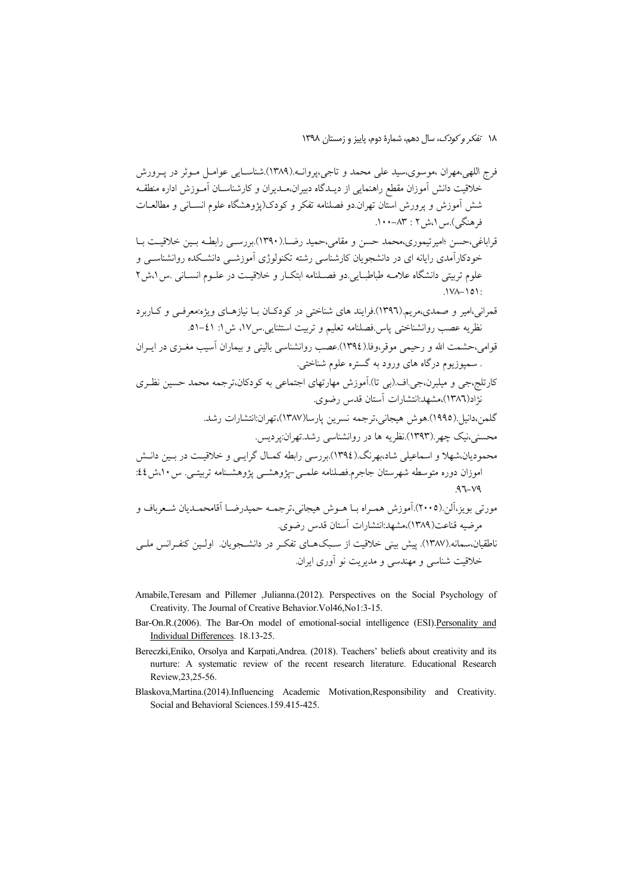فرج اللهی،مهران ،موسوی،سید علی محمد و تاجی،پروانه.(۱۳۸۹).شناسایی عوامل موثر در پرورش خلاقیت دانش آموزان مقطع راهنمایی از دیدگاه دبیران،مدیران و کارشناسان آموزش اداره منطقه شش آموزش و پرورش استان تهران.دو فصلنامه تفکر و کودک(پژوهشگاه علوم انسانی و مطالعات فرهنگی).س۱،ش۲ : ۸۳-۱۰۰.

قراباغی،حسن ؛امیرتیموری،محمد حسن و مقامی،حمید رضا.(۱۳۹۰).بررسی رابطه بین خلاقیت با خودکارآمدی رایانه ای در دانشجویان کارشناسی رشته تکنولوژی آموزشی دانشکده روانشناسی و علوم تربیتی دانشگاه علامه طباطبایی.دو فصلنامه ابتکار و خلاقیت در علوم انسانی .س۱،ش۲ : ۱۵۱-۱۷۸.

قمرانی،امیر و صمدی،مریم.(۱۳۹۶).فرایند های شناختی در کودکان با نیازهای ویژه:معرفی و کاربرد نظریه عصب روانشناختی پاس.فصلنامه تعلیم و تربیت استثنایی.س۱۷، ش۱: ۴۱-۵۱.

قوامی،حشمت الله و رحیمی موقر،وفا.(۱۳۹۴).عصب روانشناسی بالینی و بیماران آسیب مغزی در ایران . سمپوزیوم درگاه های ورود به گستره علوم شناختی.

کارتلج،جی و میلبرن،جی.اف.(بی تا).آموزش مهارتهای اجتماعی به کودکان،ترجمه محمد حسین نظری نژاد(۱۳۸۶)،مشهد:انتشارات آستان قدس رضوی.

گلمن،دانیل.(۱۹۹۵).هوش هیجانی،ترجمه نسرین پارسا(۱۳۸۷)،تهران:انتشارات رشد.

محسنی،نیک چهر.(۱۳۹۳).نظریه ها در روانشناسی رشد.تهران:پردیس.

محمودیان،شهلا و اسماعیلی شاد،بهرنگ.(۱۳۹۴).بررسی رابطه کمال گرایی و خلاقیت در بین دانش اموزان دوره متوسطه شهرستان جاجرم.فصلنامه علمی-پژوهشی پژوهشنامه تربیتی. س۱۰،ش۴۴: ۷۹-۹۶.

مورتی بویز،آلن.(۲۰۰۵).آموزش همراه با هوش هیجانی،ترجمه حمیدرضا آقامحمدیان شعرباف و مرضیه قناعت(۱۳۸۹)،مشهد:انتشارات آستان قدس رضوی.

ناطقیان،سمانه.(۱۳۸۷). پیش بینی خلاقیت از سبک‌های تفکر در دانشجویان. اولین کنفرانس ملی خلاقیت شناسی و مهندسی و مدیریت نو آوری ایران.

Amabile,Teresam and Pillemer ,Julianna.(2012). Perspectives on the Social Psychology of Creativity. The Journal of Creative Behavior.Vol46,No1:3-15.

Bar-On.R.(2006). The Bar-On model of emotional-social intelligence (ESI).Personality and Individual Differences. 18.13-25.

Bereczki,Eniko, Orsolya and Karpati,Andrea. (2018). Teachers' beliefs about creativity and its nurture: A systematic review of the recent research literature. Educational Research Review,23,25-56.

Blaskova,Martina.(2014).Influencing Academic Motivation,Responsibility and Creativity. Social and Behavioral Sciences.159.415-425.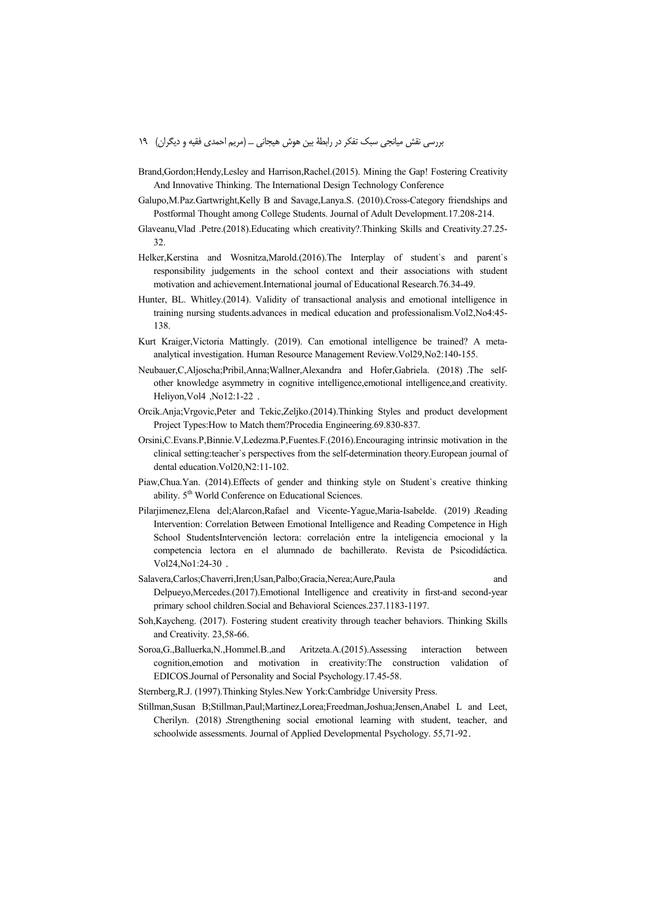Brand,Gordon;Hendy,Lesley and Harrison,Rachel.(2015). Mining the Gap! Fostering Creativity And Innovative Thinking. The International Design Technology Conference

Galupo,M.Paz.Gartwright,Kelly B and Savage,Lanya.S. (2010).Cross-Category friendships and Postformal Thought among College Students. Journal of Adult Development.17.208-214.

Glaveanu,Vlad .Petre.(2018).Educating which creativity?.Thinking Skills and Creativity.27.25-32.

Helker,Kerstina and Wosnitza,Marold.(2016).The Interplay of student`s and parent`s responsibility judgements in the school context and their associations with student motivation and achievement.International journal of Educational Research.76.34-49.

Hunter, BL. Whitley.(2014). Validity of transactional analysis and emotional intelligence in training nursing students.advances in medical education and professionalism.Vol2,No4:45-138.

Kurt Kraiger,Victoria Mattingly. (2019). Can emotional intelligence be trained? A meta-analytical investigation. Human Resource Management Review.Vol29,No2:140-155.

Neubauer,C,Aljoscha;Pribil,Anna;Wallner,Alexandra and Hofer,Gabriela. (2018) .The self-other knowledge asymmetry in cognitive intelligence,emotional intelligence,and creativity. Heliyon,Vol4 ,No12:1-22 .

Orcik.Anja;Vrgovic,Peter and Tekic,Zeljko.(2014).Thinking Styles and product development Project Types:How to Match them?Procedia Engineering.69.830-837.

Orsini,C.Evans.P,Binnie.V,Ledezma.P,Fuentes.F.(2016).Encouraging intrinsic motivation in the clinical setting:teacher`s perspectives from the self-determination theory.European journal of dental education.Vol20,N2:11-102.

Piaw,Chua.Yan. (2014).Effects of gender and thinking style on Student`s creative thinking ability. 5th World Conference on Educational Sciences.

Pilarjimenez,Elena del;Alarcon,Rafael and Vicente-Yague,Maria-Isabelde. (2019) .Reading Intervention: Correlation Between Emotional Intelligence and Reading Competence in High School StudentsIntervención lectora: correlación entre la inteligencia emocional y la competencia lectora en el alumnado de bachillerato. Revista de Psicodidáctica. Vol24,No1:24-30 .

Salavera,Carlos;Chaverri,Iren;Usan,Palbo;Gracia,Nerea;Aure,Paula and Delpueyo,Mercedes.(2017).Emotional Intelligence and creativity in first-and second-year primary school children.Social and Behavioral Sciences.237.1183-1197.

Soh,Kaycheng. (2017). Fostering student creativity through teacher behaviors. Thinking Skills and Creativity. 23,58-66.

Soroa,G.,Balluerka,N.,Hommel.B.,and Aritzeta.A.(2015).Assessing interaction between cognition,emotion and motivation in creativity:The construction validation of EDICOS.Journal of Personality and Social Psychology.17.45-58.

Sternberg,R.J. (1997).Thinking Styles.New York:Cambridge University Press.

Stillman,Susan B;Stillman,Paul;Martinez,Lorea;Freedman,Joshua;Jensen,Anabel L and Leet, Cherilyn. (2018) .Strengthening social emotional learning with student, teacher, and schoolwide assessments. Journal of Applied Developmental Psychology. 55,71-92.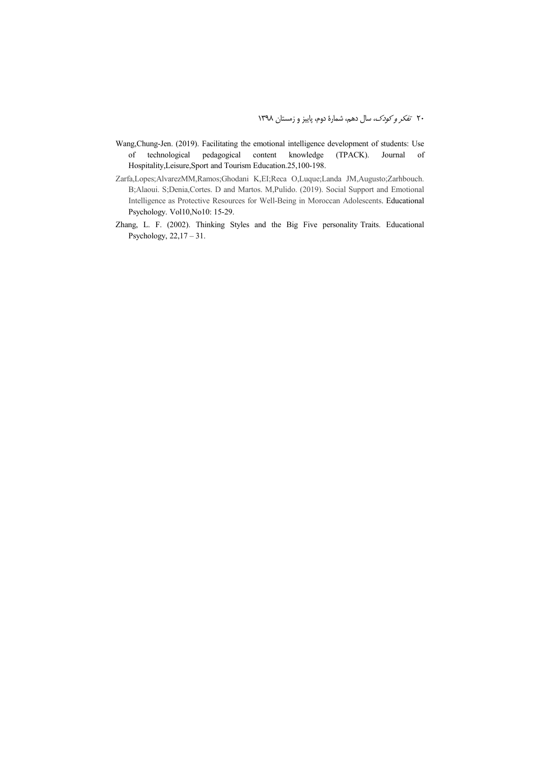Wang,Chung-Jen. (2019). Facilitating the emotional intelligence development of students: Use of technological pedagogical content knowledge (TPACK). Journal of Hospitality,Leisure,Sport and Tourism Education.25,100-198.

Zarfa,Lopes;AlvarezMM,Ramos;Ghodani K,EI;Reca O,Luque;Landa JM,Augusto;Zarhbouch. B;Alaoui. S;Denia,Cortes. D and Martos. M,Pulido. (2019). Social Support and Emotional Intelligence as Protective Resources for Well-Being in Moroccan Adolescents. Educational Psychology. Vol10,No10: 15-29.

Zhang, L. F. (2002). Thinking Styles and the Big Five personality Traits. Educational Psychology, 22,17 – 31.